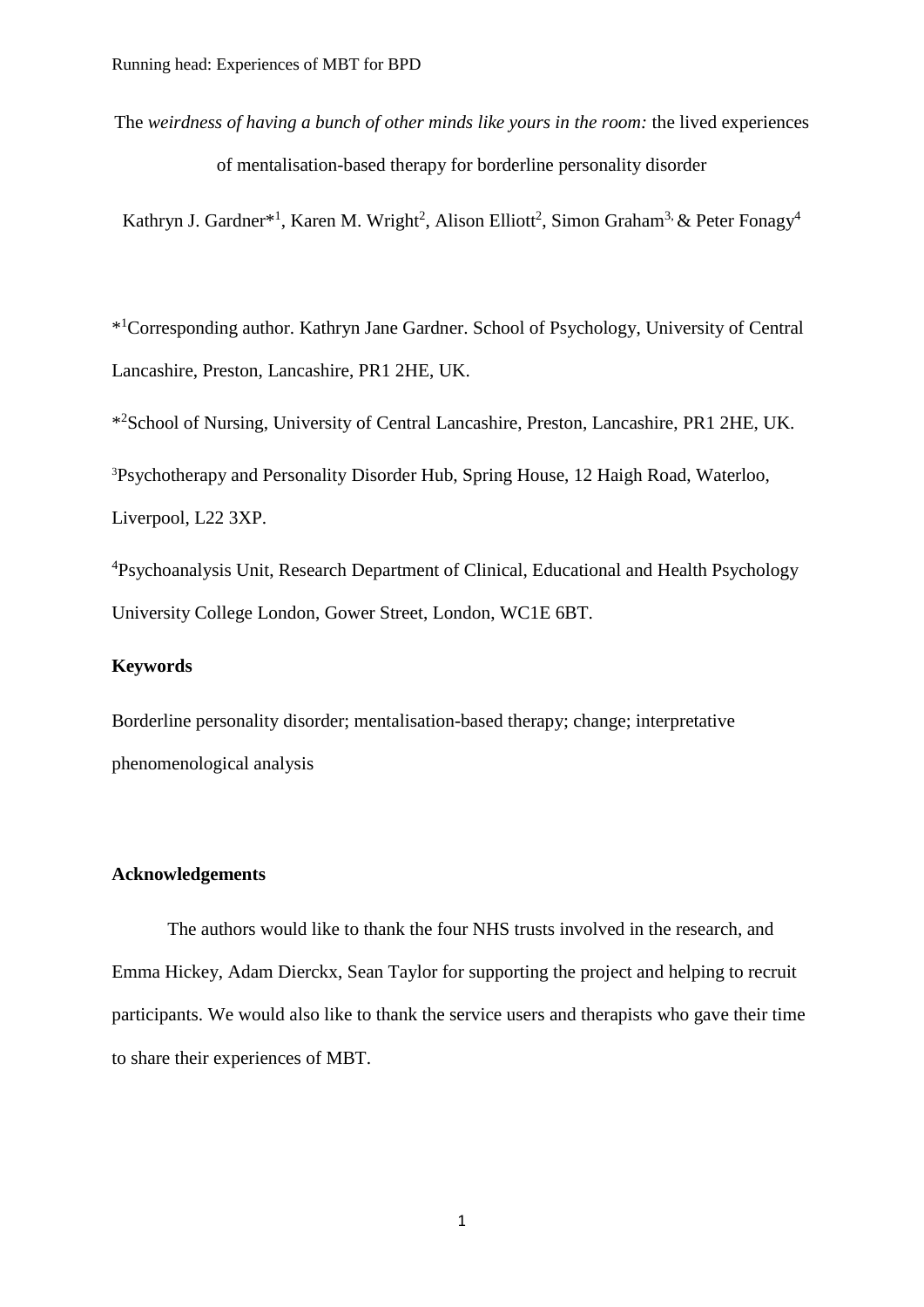# The *weirdness of having a bunch of other minds like yours in the room:* the lived experiences of mentalisation-based therapy for borderline personality disorder

Kathryn J. Gardner*[1], Karen M. Wright[2], Alison Elliott[2], Simon Graham[3], & Peter Fonagy[4]

*[1]Corresponding author. Kathryn Jane Gardner. School of Psychology, University of Central Lancashire, Preston, Lancashire, PR1 2HE, UK.

*[2]School of Nursing, University of Central Lancashire, Preston, Lancashire, PR1 2HE, UK.

[3]Psychotherapy and Personality Disorder Hub, Spring House, 12 Haigh Road, Waterloo, Liverpool, L22 3XP.

[4]Psychoanalysis Unit, Research Department of Clinical, Educational and Health Psychology University College London, Gower Street, London, WC1E 6BT.

**Keywords**

Borderline personality disorder; mentalisation-based therapy; change; interpretative phenomenological analysis

**Acknowledgements**

The authors would like to thank the four NHS trusts involved in the research, and Emma Hickey, Adam Dierckx, Sean Taylor for supporting the project and helping to recruit participants. We would also like to thank the service users and therapists who gave their time to share their experiences of MBT.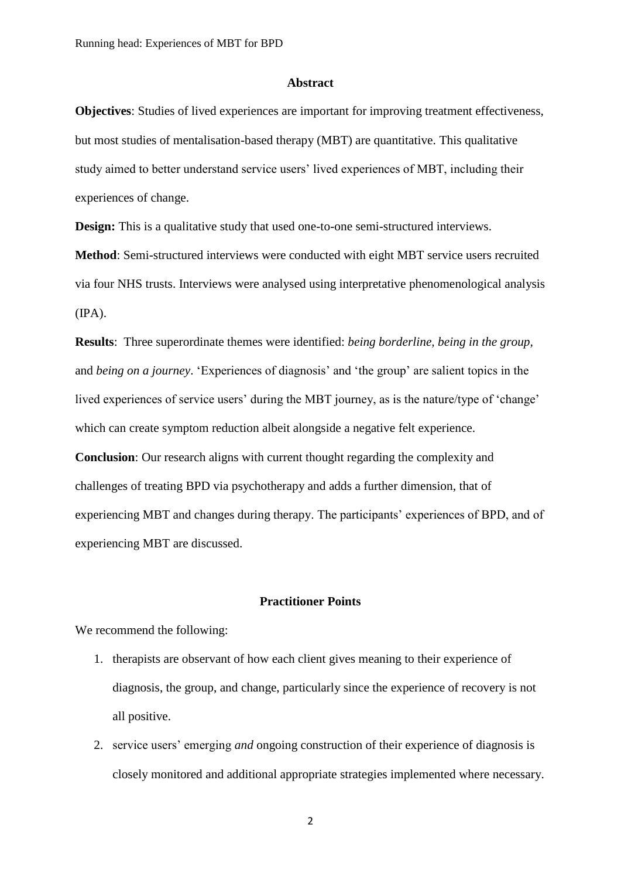## Abstract

**Objectives**: Studies of lived experiences are important for improving treatment effectiveness, but most studies of mentalisation-based therapy (MBT) are quantitative. This qualitative study aimed to better understand service users' lived experiences of MBT, including their experiences of change.

**Design:** This is a qualitative study that used one-to-one semi-structured interviews.

**Method**: Semi-structured interviews were conducted with eight MBT service users recruited via four NHS trusts. Interviews were analysed using interpretative phenomenological analysis (IPA).

**Results**: Three superordinate themes were identified: *being borderline, being in the group,* and *being on a journey*. 'Experiences of diagnosis' and 'the group' are salient topics in the lived experiences of service users' during the MBT journey, as is the nature/type of 'change' which can create symptom reduction albeit alongside a negative felt experience.

**Conclusion**: Our research aligns with current thought regarding the complexity and challenges of treating BPD via psychotherapy and adds a further dimension, that of experiencing MBT and changes during therapy. The participants' experiences of BPD, and of experiencing MBT are discussed.

## Practitioner Points

We recommend the following:

1. therapists are observant of how each client gives meaning to their experience of diagnosis, the group, and change, particularly since the experience of recovery is not all positive.
2. service users' emerging *and* ongoing construction of their experience of diagnosis is closely monitored and additional appropriate strategies implemented where necessary.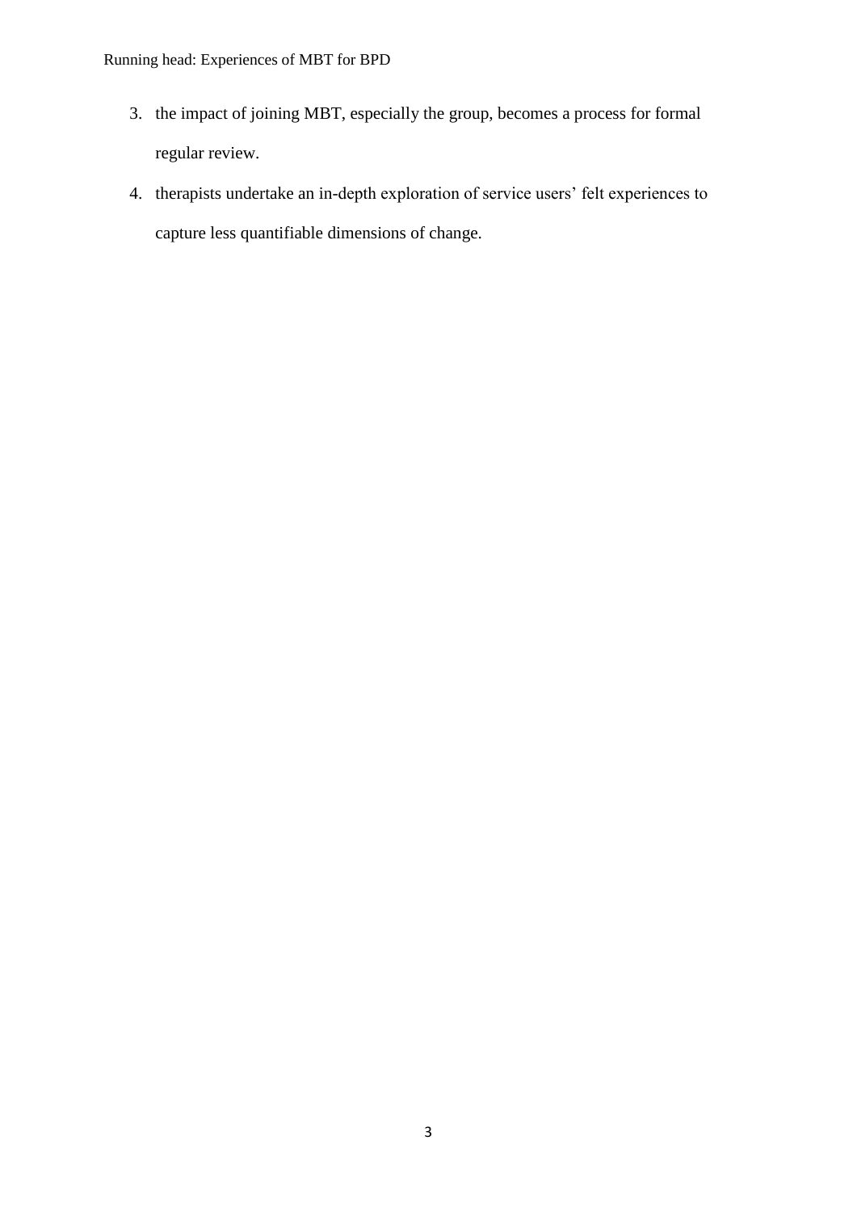3. the impact of joining MBT, especially the group, becomes a process for formal regular review.
4. therapists undertake an in-depth exploration of service users' felt experiences to capture less quantifiable dimensions of change.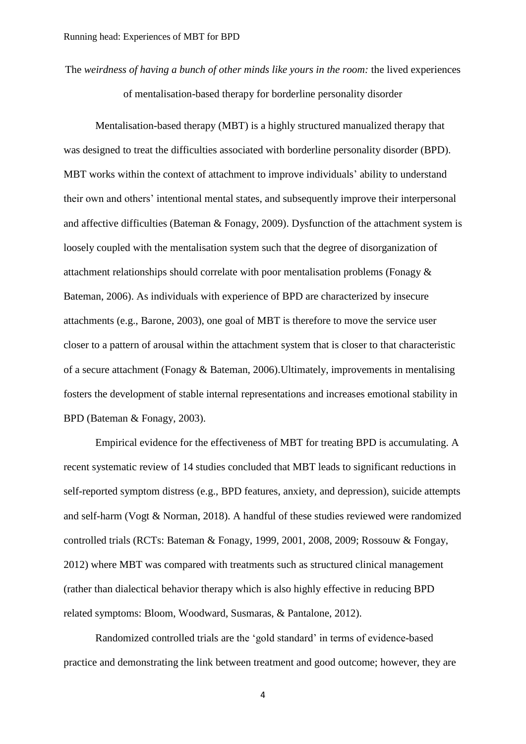The *weirdness of having a bunch of other minds like yours in the room:* the lived experiences of mentalisation-based therapy for borderline personality disorder

Mentalisation-based therapy (MBT) is a highly structured manualized therapy that was designed to treat the difficulties associated with borderline personality disorder (BPD). MBT works within the context of attachment to improve individuals' ability to understand their own and others' intentional mental states, and subsequently improve their interpersonal and affective difficulties (Bateman & Fonagy, 2009). Dysfunction of the attachment system is loosely coupled with the mentalisation system such that the degree of disorganization of attachment relationships should correlate with poor mentalisation problems (Fonagy & Bateman, 2006). As individuals with experience of BPD are characterized by insecure attachments (e.g., Barone, 2003), one goal of MBT is therefore to move the service user closer to a pattern of arousal within the attachment system that is closer to that characteristic of a secure attachment (Fonagy & Bateman, 2006).Ultimately, improvements in mentalising fosters the development of stable internal representations and increases emotional stability in BPD (Bateman & Fonagy, 2003).

Empirical evidence for the effectiveness of MBT for treating BPD is accumulating. A recent systematic review of 14 studies concluded that MBT leads to significant reductions in self-reported symptom distress (e.g., BPD features, anxiety, and depression), suicide attempts and self-harm (Vogt & Norman, 2018). A handful of these studies reviewed were randomized controlled trials (RCTs: Bateman & Fonagy, 1999, 2001, 2008, 2009; Rossouw & Fongay, 2012) where MBT was compared with treatments such as structured clinical management (rather than dialectical behavior therapy which is also highly effective in reducing BPD related symptoms: Bloom, Woodward, Susmaras, & Pantalone, 2012).

Randomized controlled trials are the 'gold standard' in terms of evidence-based practice and demonstrating the link between treatment and good outcome; however, they are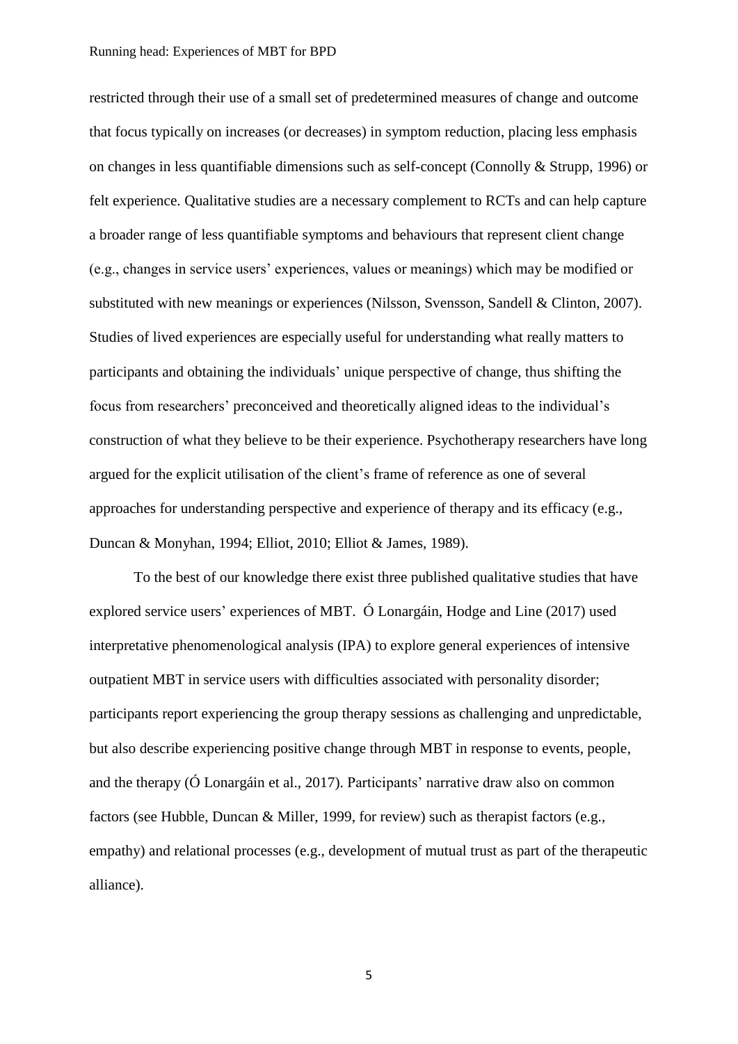restricted through their use of a small set of predetermined measures of change and outcome that focus typically on increases (or decreases) in symptom reduction, placing less emphasis on changes in less quantifiable dimensions such as self-concept (Connolly & Strupp, 1996) or felt experience. Qualitative studies are a necessary complement to RCTs and can help capture a broader range of less quantifiable symptoms and behaviours that represent client change (e.g., changes in service users' experiences, values or meanings) which may be modified or substituted with new meanings or experiences (Nilsson, Svensson, Sandell & Clinton, 2007). Studies of lived experiences are especially useful for understanding what really matters to participants and obtaining the individuals' unique perspective of change, thus shifting the focus from researchers' preconceived and theoretically aligned ideas to the individual's construction of what they believe to be their experience. Psychotherapy researchers have long argued for the explicit utilisation of the client's frame of reference as one of several approaches for understanding perspective and experience of therapy and its efficacy (e.g., Duncan & Monyhan, 1994; Elliot, 2010; Elliot & James, 1989).

To the best of our knowledge there exist three published qualitative studies that have explored service users' experiences of MBT. Ó Lonargáin, Hodge and Line (2017) used interpretative phenomenological analysis (IPA) to explore general experiences of intensive outpatient MBT in service users with difficulties associated with personality disorder; participants report experiencing the group therapy sessions as challenging and unpredictable, but also describe experiencing positive change through MBT in response to events, people, and the therapy (Ó Lonargáin et al., 2017). Participants' narrative draw also on common factors (see Hubble, Duncan & Miller, 1999, for review) such as therapist factors (e.g., empathy) and relational processes (e.g., development of mutual trust as part of the therapeutic alliance).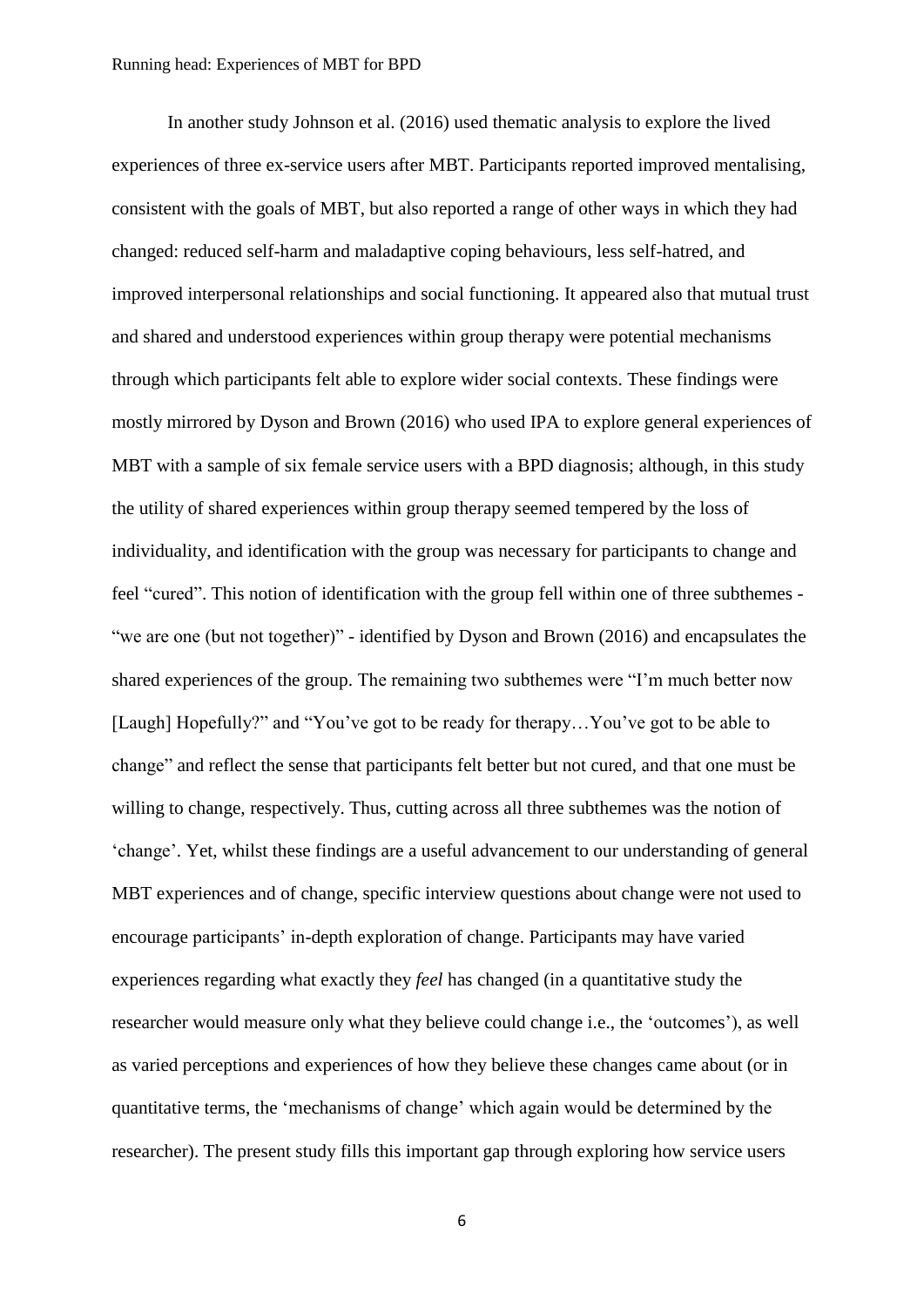In another study Johnson et al. (2016) used thematic analysis to explore the lived experiences of three ex-service users after MBT. Participants reported improved mentalising, consistent with the goals of MBT, but also reported a range of other ways in which they had changed: reduced self-harm and maladaptive coping behaviours, less self-hatred, and improved interpersonal relationships and social functioning. It appeared also that mutual trust and shared and understood experiences within group therapy were potential mechanisms through which participants felt able to explore wider social contexts. These findings were mostly mirrored by Dyson and Brown (2016) who used IPA to explore general experiences of MBT with a sample of six female service users with a BPD diagnosis; although, in this study the utility of shared experiences within group therapy seemed tempered by the loss of individuality, and identification with the group was necessary for participants to change and feel "cured". This notion of identification with the group fell within one of three subthemes - "we are one (but not together)" - identified by Dyson and Brown (2016) and encapsulates the shared experiences of the group. The remaining two subthemes were "I'm much better now [Laugh] Hopefully?" and "You've got to be ready for therapy…You've got to be able to change" and reflect the sense that participants felt better but not cured, and that one must be willing to change, respectively. Thus, cutting across all three subthemes was the notion of 'change'. Yet, whilst these findings are a useful advancement to our understanding of general MBT experiences and of change, specific interview questions about change were not used to encourage participants' in-depth exploration of change. Participants may have varied experiences regarding what exactly they *feel* has changed (in a quantitative study the researcher would measure only what they believe could change i.e., the 'outcomes'), as well as varied perceptions and experiences of how they believe these changes came about (or in quantitative terms, the 'mechanisms of change' which again would be determined by the researcher). The present study fills this important gap through exploring how service users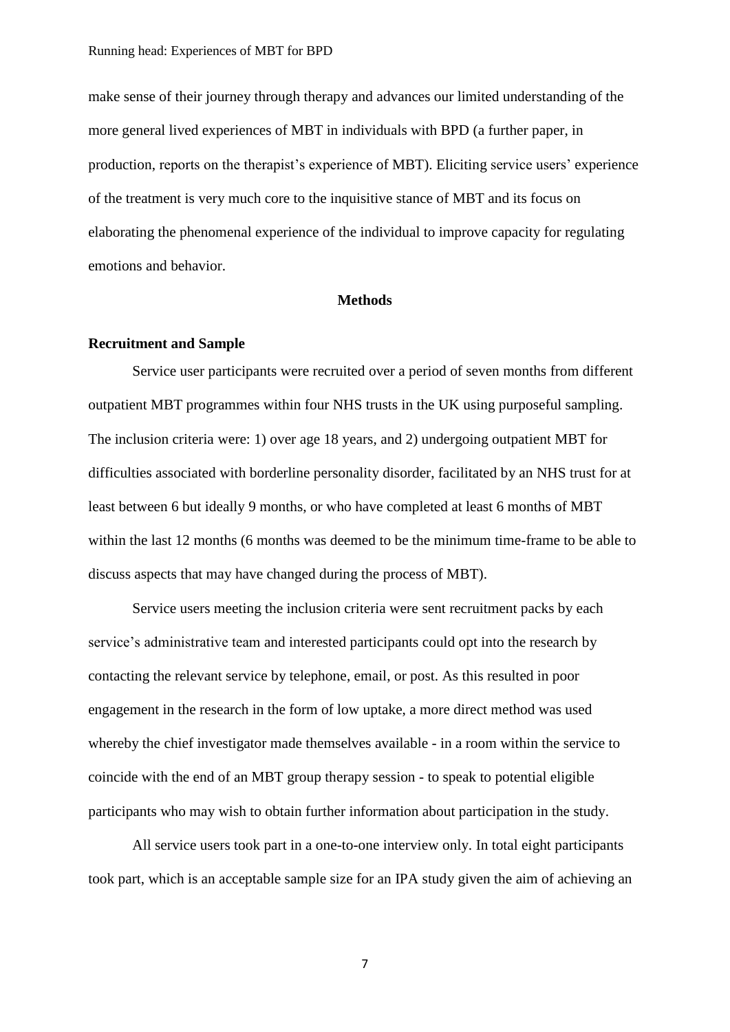make sense of their journey through therapy and advances our limited understanding of the more general lived experiences of MBT in individuals with BPD (a further paper, in production, reports on the therapist's experience of MBT). Eliciting service users' experience of the treatment is very much core to the inquisitive stance of MBT and its focus on elaborating the phenomenal experience of the individual to improve capacity for regulating emotions and behavior.

## Methods

### Recruitment and Sample

Service user participants were recruited over a period of seven months from different outpatient MBT programmes within four NHS trusts in the UK using purposeful sampling. The inclusion criteria were: 1) over age 18 years, and 2) undergoing outpatient MBT for difficulties associated with borderline personality disorder, facilitated by an NHS trust for at least between 6 but ideally 9 months, or who have completed at least 6 months of MBT within the last 12 months (6 months was deemed to be the minimum time-frame to be able to discuss aspects that may have changed during the process of MBT).

Service users meeting the inclusion criteria were sent recruitment packs by each service's administrative team and interested participants could opt into the research by contacting the relevant service by telephone, email, or post. As this resulted in poor engagement in the research in the form of low uptake, a more direct method was used whereby the chief investigator made themselves available - in a room within the service to coincide with the end of an MBT group therapy session - to speak to potential eligible participants who may wish to obtain further information about participation in the study.

All service users took part in a one-to-one interview only. In total eight participants took part, which is an acceptable sample size for an IPA study given the aim of achieving an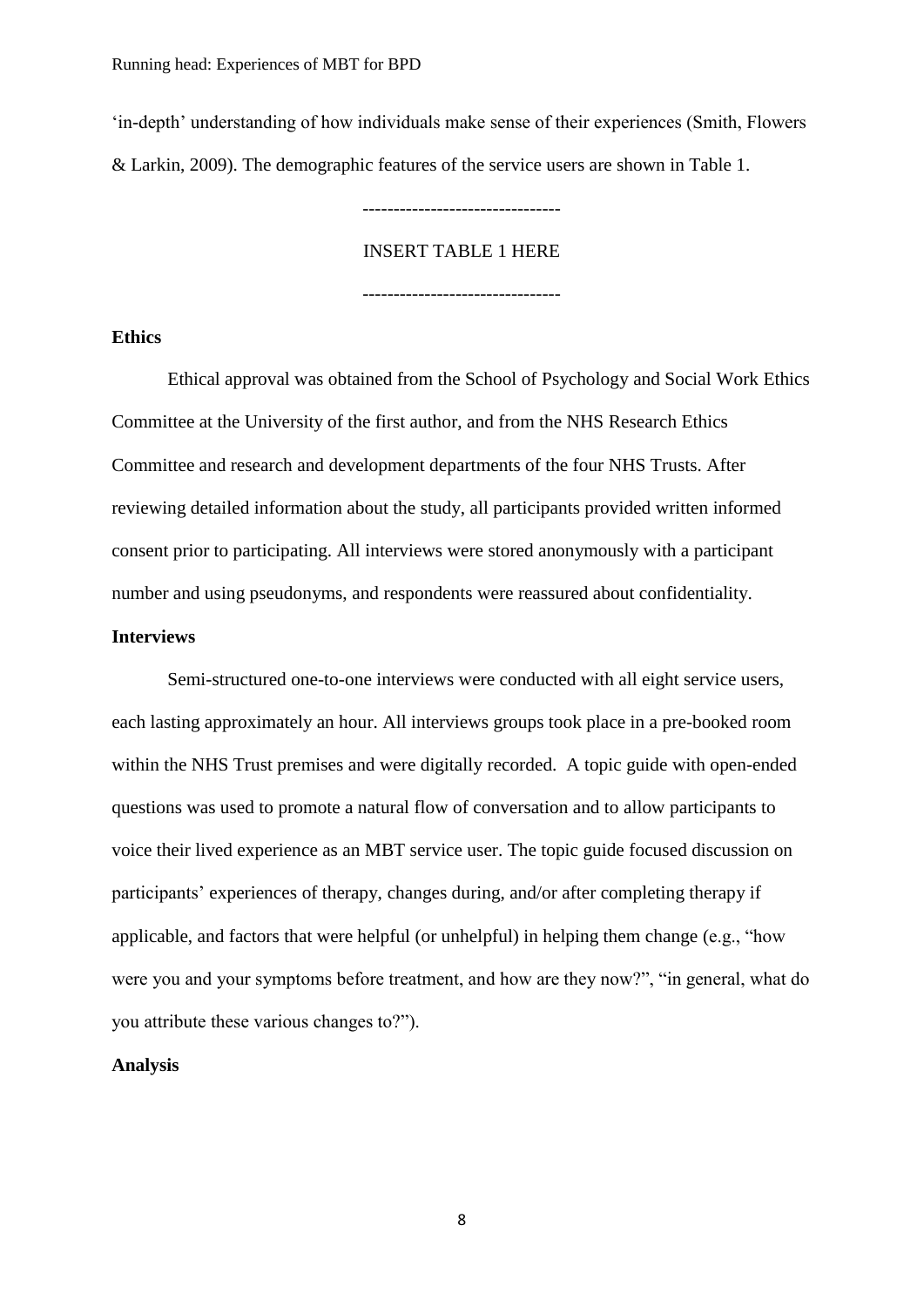'in-depth' understanding of how individuals make sense of their experiences (Smith, Flowers & Larkin, 2009). The demographic features of the service users are shown in Table 1.

--------------------------------

INSERT TABLE 1 HERE

--------------------------------

**Ethics**

Ethical approval was obtained from the School of Psychology and Social Work Ethics Committee at the University of the first author, and from the NHS Research Ethics Committee and research and development departments of the four NHS Trusts. After reviewing detailed information about the study, all participants provided written informed consent prior to participating. All interviews were stored anonymously with a participant number and using pseudonyms, and respondents were reassured about confidentiality.

**Interviews**

Semi-structured one-to-one interviews were conducted with all eight service users, each lasting approximately an hour. All interviews groups took place in a pre-booked room within the NHS Trust premises and were digitally recorded. A topic guide with open-ended questions was used to promote a natural flow of conversation and to allow participants to voice their lived experience as an MBT service user. The topic guide focused discussion on participants' experiences of therapy, changes during, and/or after completing therapy if applicable, and factors that were helpful (or unhelpful) in helping them change (e.g., "how were you and your symptoms before treatment, and how are they now?", "in general, what do you attribute these various changes to?").

**Analysis**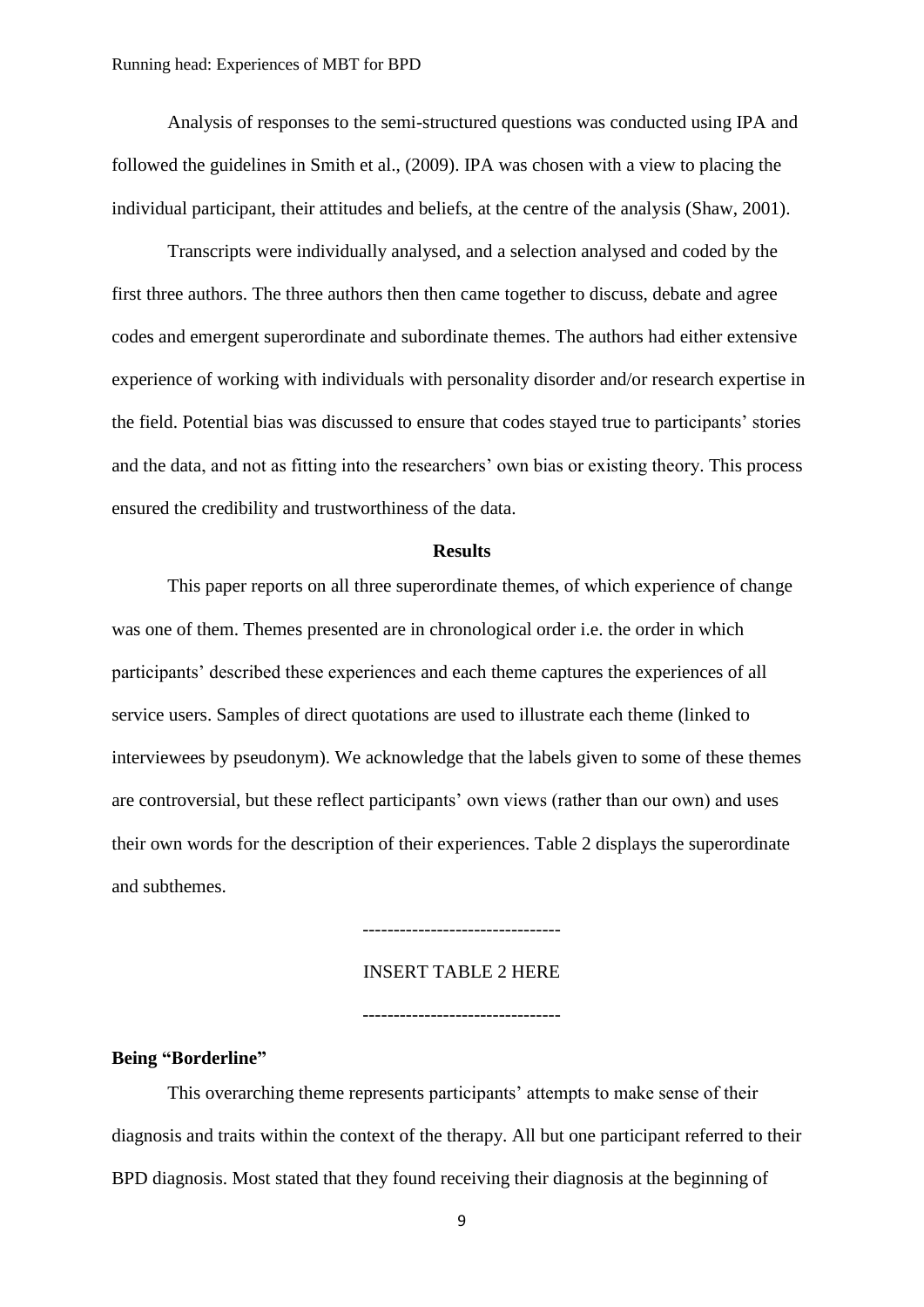Analysis of responses to the semi-structured questions was conducted using IPA and followed the guidelines in Smith et al., (2009). IPA was chosen with a view to placing the individual participant, their attitudes and beliefs, at the centre of the analysis (Shaw, 2001).

Transcripts were individually analysed, and a selection analysed and coded by the first three authors. The three authors then then came together to discuss, debate and agree codes and emergent superordinate and subordinate themes. The authors had either extensive experience of working with individuals with personality disorder and/or research expertise in the field. Potential bias was discussed to ensure that codes stayed true to participants' stories and the data, and not as fitting into the researchers' own bias or existing theory. This process ensured the credibility and trustworthiness of the data.

## Results

This paper reports on all three superordinate themes, of which experience of change was one of them. Themes presented are in chronological order i.e. the order in which participants' described these experiences and each theme captures the experiences of all service users. Samples of direct quotations are used to illustrate each theme (linked to interviewees by pseudonym). We acknowledge that the labels given to some of these themes are controversial, but these reflect participants' own views (rather than our own) and uses their own words for the description of their experiences. Table 2 displays the superordinate and subthemes.

--------------------------------

INSERT TABLE 2 HERE

--------------------------------

### Being "Borderline"

This overarching theme represents participants' attempts to make sense of their diagnosis and traits within the context of the therapy. All but one participant referred to their BPD diagnosis. Most stated that they found receiving their diagnosis at the beginning of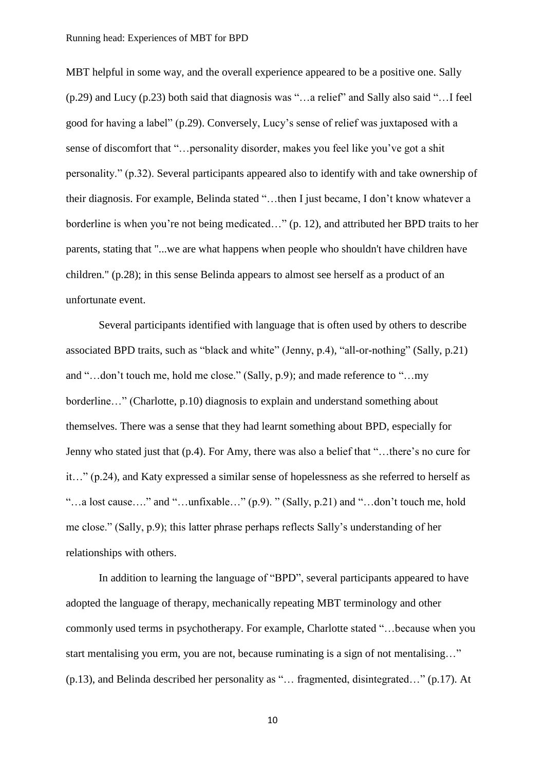MBT helpful in some way, and the overall experience appeared to be a positive one. Sally (p.29) and Lucy (p.23) both said that diagnosis was "…a relief" and Sally also said "…I feel good for having a label" (p.29). Conversely, Lucy's sense of relief was juxtaposed with a sense of discomfort that "…personality disorder, makes you feel like you've got a shit personality." (p.32). Several participants appeared also to identify with and take ownership of their diagnosis. For example, Belinda stated "…then I just became, I don't know whatever a borderline is when you're not being medicated…" (p. 12), and attributed her BPD traits to her parents, stating that "...we are what happens when people who shouldn't have children have children." (p.28); in this sense Belinda appears to almost see herself as a product of an unfortunate event.

Several participants identified with language that is often used by others to describe associated BPD traits, such as "black and white" (Jenny, p.4), "all-or-nothing" (Sally, p.21) and "…don't touch me, hold me close." (Sally, p.9); and made reference to "…my borderline…" (Charlotte, p.10) diagnosis to explain and understand something about themselves. There was a sense that they had learnt something about BPD, especially for Jenny who stated just that (p.4). For Amy, there was also a belief that "…there's no cure for it…" (p.24), and Katy expressed a similar sense of hopelessness as she referred to herself as "…a lost cause…." and "…unfixable…" (p.9). " (Sally, p.21) and "…don't touch me, hold me close." (Sally, p.9); this latter phrase perhaps reflects Sally's understanding of her relationships with others.

In addition to learning the language of "BPD", several participants appeared to have adopted the language of therapy, mechanically repeating MBT terminology and other commonly used terms in psychotherapy. For example, Charlotte stated "…because when you start mentalising you erm, you are not, because ruminating is a sign of not mentalising…" (p.13), and Belinda described her personality as "… fragmented, disintegrated…" (p.17). At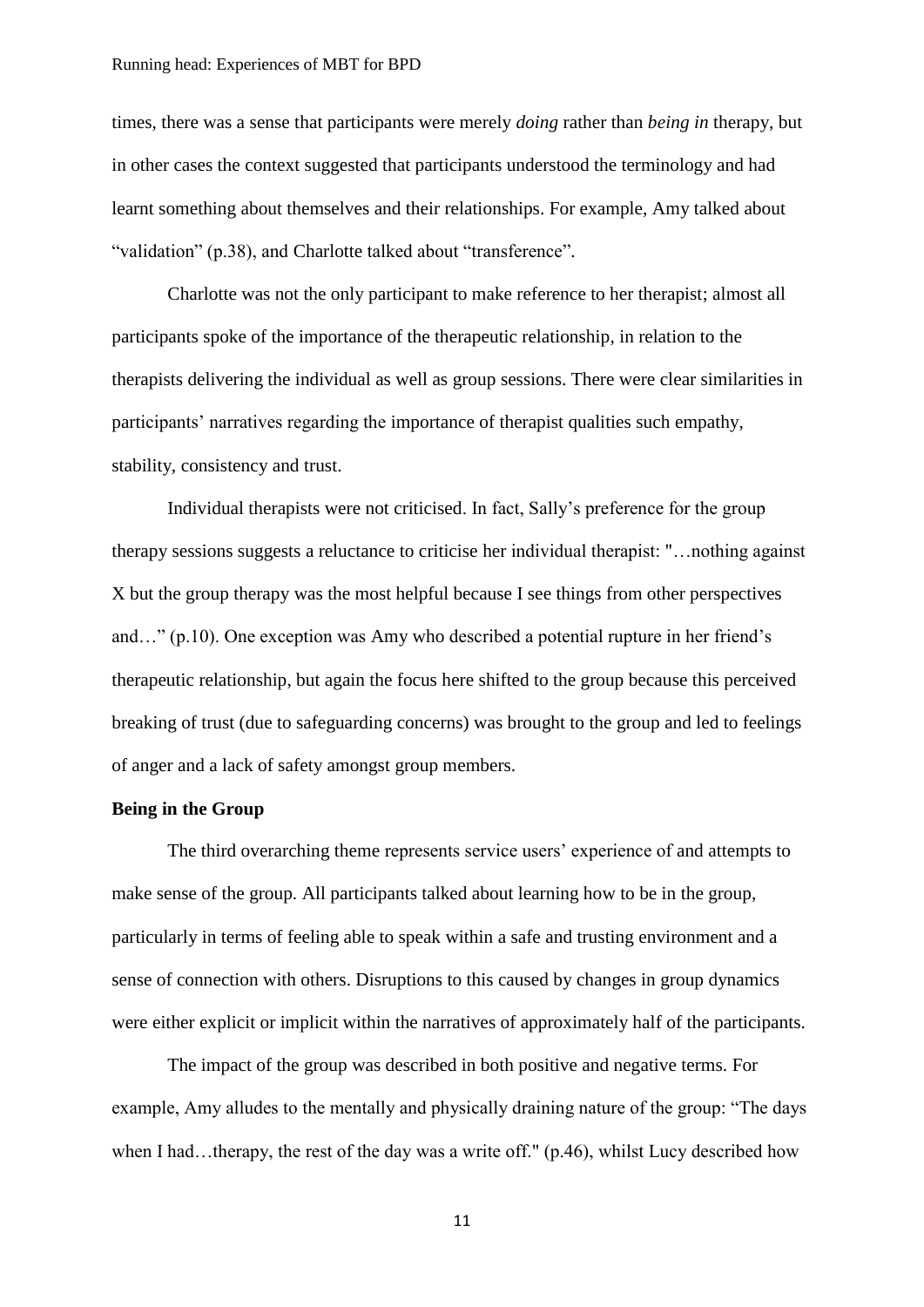times, there was a sense that participants were merely *doing* rather than *being in* therapy, but in other cases the context suggested that participants understood the terminology and had learnt something about themselves and their relationships. For example, Amy talked about "validation" (p.38), and Charlotte talked about "transference".

Charlotte was not the only participant to make reference to her therapist; almost all participants spoke of the importance of the therapeutic relationship, in relation to the therapists delivering the individual as well as group sessions. There were clear similarities in participants' narratives regarding the importance of therapist qualities such empathy, stability, consistency and trust.

Individual therapists were not criticised. In fact, Sally's preference for the group therapy sessions suggests a reluctance to criticise her individual therapist: "…nothing against X but the group therapy was the most helpful because I see things from other perspectives and…" (p.10). One exception was Amy who described a potential rupture in her friend's therapeutic relationship, but again the focus here shifted to the group because this perceived breaking of trust (due to safeguarding concerns) was brought to the group and led to feelings of anger and a lack of safety amongst group members.

**Being in the Group**

The third overarching theme represents service users' experience of and attempts to make sense of the group. All participants talked about learning how to be in the group, particularly in terms of feeling able to speak within a safe and trusting environment and a sense of connection with others. Disruptions to this caused by changes in group dynamics were either explicit or implicit within the narratives of approximately half of the participants.

The impact of the group was described in both positive and negative terms. For example, Amy alludes to the mentally and physically draining nature of the group: "The days when I had…therapy, the rest of the day was a write off." (p.46), whilst Lucy described how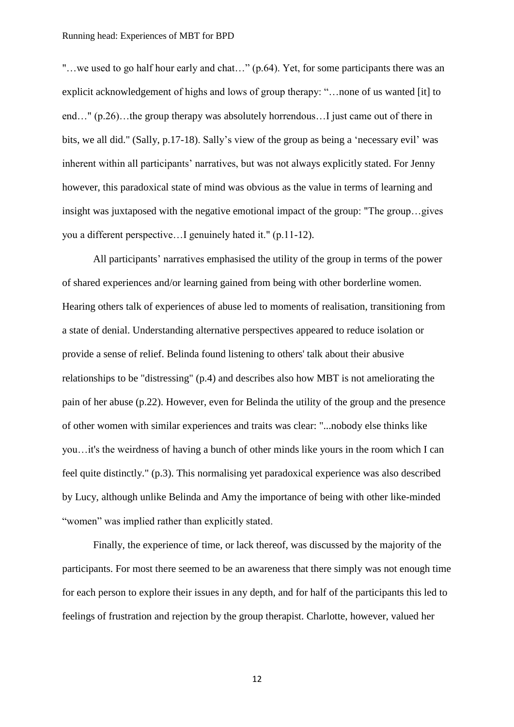"…we used to go half hour early and chat…" (p.64). Yet, for some participants there was an explicit acknowledgement of highs and lows of group therapy: "…none of us wanted [it] to end…" (p.26)…the group therapy was absolutely horrendous…I just came out of there in bits, we all did." (Sally, p.17-18). Sally's view of the group as being a 'necessary evil' was inherent within all participants' narratives, but was not always explicitly stated. For Jenny however, this paradoxical state of mind was obvious as the value in terms of learning and insight was juxtaposed with the negative emotional impact of the group: "The group…gives you a different perspective…I genuinely hated it." (p.11-12).

All participants' narratives emphasised the utility of the group in terms of the power of shared experiences and/or learning gained from being with other borderline women. Hearing others talk of experiences of abuse led to moments of realisation, transitioning from a state of denial. Understanding alternative perspectives appeared to reduce isolation or provide a sense of relief. Belinda found listening to others' talk about their abusive relationships to be "distressing" (p.4) and describes also how MBT is not ameliorating the pain of her abuse (p.22). However, even for Belinda the utility of the group and the presence of other women with similar experiences and traits was clear: "...nobody else thinks like you…it's the weirdness of having a bunch of other minds like yours in the room which I can feel quite distinctly." (p.3). This normalising yet paradoxical experience was also described by Lucy, although unlike Belinda and Amy the importance of being with other like-minded "women" was implied rather than explicitly stated.

Finally, the experience of time, or lack thereof, was discussed by the majority of the participants. For most there seemed to be an awareness that there simply was not enough time for each person to explore their issues in any depth, and for half of the participants this led to feelings of frustration and rejection by the group therapist. Charlotte, however, valued her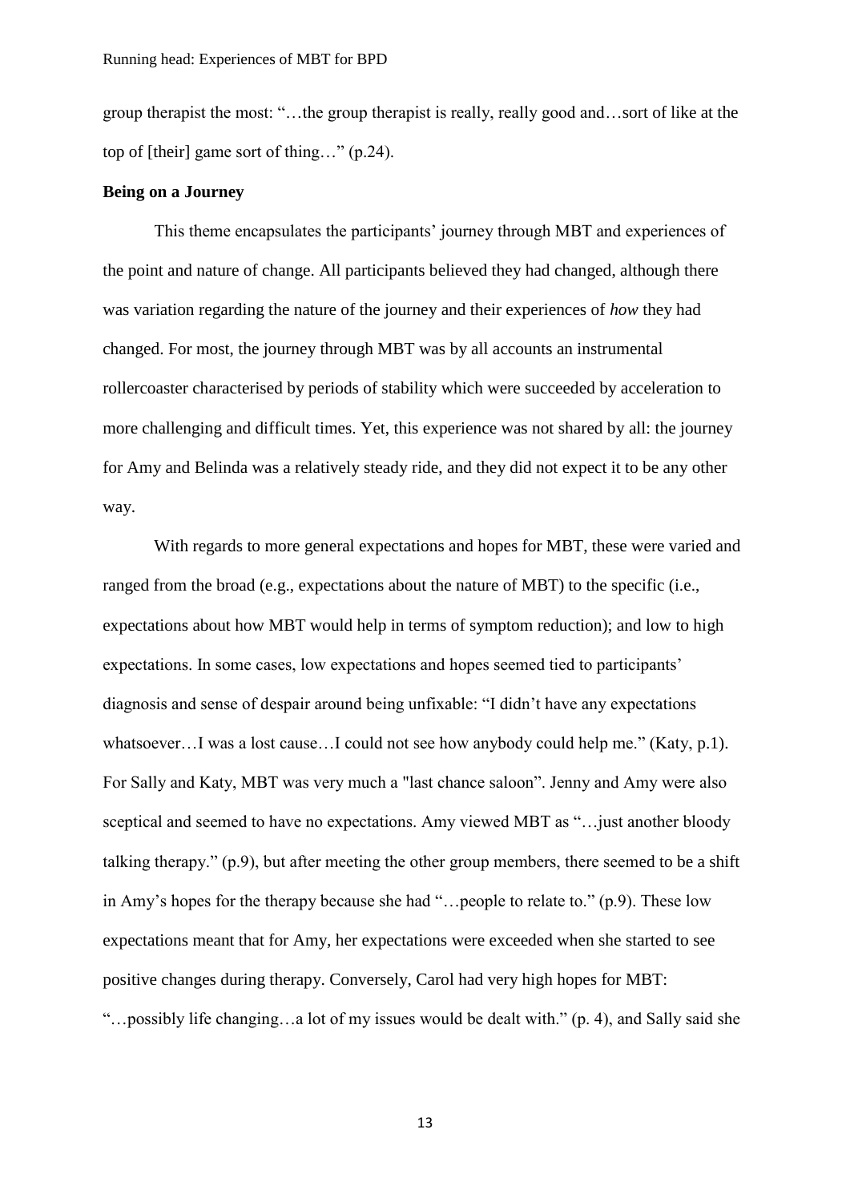group therapist the most: "…the group therapist is really, really good and…sort of like at the top of [their] game sort of thing…" (p.24).

**Being on a Journey**

This theme encapsulates the participants' journey through MBT and experiences of the point and nature of change. All participants believed they had changed, although there was variation regarding the nature of the journey and their experiences of *how* they had changed. For most, the journey through MBT was by all accounts an instrumental rollercoaster characterised by periods of stability which were succeeded by acceleration to more challenging and difficult times. Yet, this experience was not shared by all: the journey for Amy and Belinda was a relatively steady ride, and they did not expect it to be any other way.

With regards to more general expectations and hopes for MBT, these were varied and ranged from the broad (e.g., expectations about the nature of MBT) to the specific (i.e., expectations about how MBT would help in terms of symptom reduction); and low to high expectations. In some cases, low expectations and hopes seemed tied to participants' diagnosis and sense of despair around being unfixable: "I didn't have any expectations whatsoever…I was a lost cause…I could not see how anybody could help me." (Katy, p.1). For Sally and Katy, MBT was very much a "last chance saloon". Jenny and Amy were also sceptical and seemed to have no expectations. Amy viewed MBT as "…just another bloody talking therapy." (p.9), but after meeting the other group members, there seemed to be a shift in Amy's hopes for the therapy because she had "…people to relate to." (p.9). These low expectations meant that for Amy, her expectations were exceeded when she started to see positive changes during therapy. Conversely, Carol had very high hopes for MBT: "…possibly life changing…a lot of my issues would be dealt with." (p. 4), and Sally said she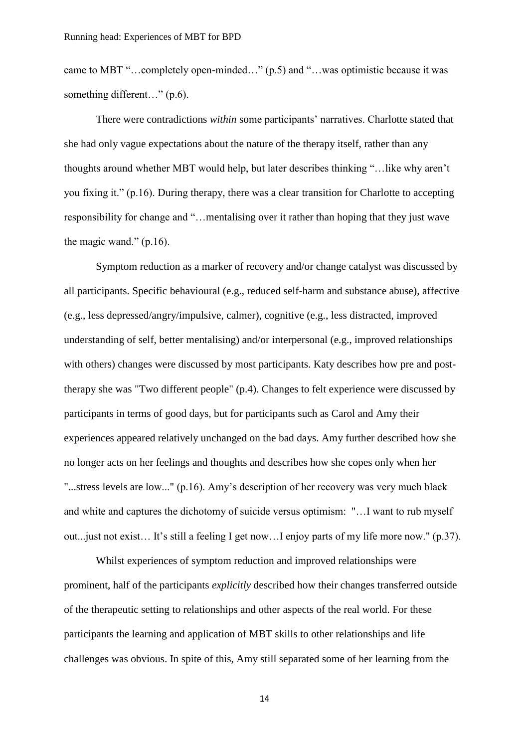came to MBT "…completely open-minded…" (p.5) and "…was optimistic because it was something different…" (p.6).

There were contradictions *within* some participants' narratives. Charlotte stated that she had only vague expectations about the nature of the therapy itself, rather than any thoughts around whether MBT would help, but later describes thinking "…like why aren't you fixing it." (p.16). During therapy, there was a clear transition for Charlotte to accepting responsibility for change and "…mentalising over it rather than hoping that they just wave the magic wand." (p.16).

Symptom reduction as a marker of recovery and/or change catalyst was discussed by all participants. Specific behavioural (e.g., reduced self-harm and substance abuse), affective (e.g., less depressed/angry/impulsive, calmer), cognitive (e.g., less distracted, improved understanding of self, better mentalising) and/or interpersonal (e.g., improved relationships with others) changes were discussed by most participants. Katy describes how pre and post-therapy she was "Two different people" (p.4). Changes to felt experience were discussed by participants in terms of good days, but for participants such as Carol and Amy their experiences appeared relatively unchanged on the bad days. Amy further described how she no longer acts on her feelings and thoughts and describes how she copes only when her "...stress levels are low..." (p.16). Amy's description of her recovery was very much black and white and captures the dichotomy of suicide versus optimism: "…I want to rub myself out...just not exist… It's still a feeling I get now…I enjoy parts of my life more now." (p.37).

Whilst experiences of symptom reduction and improved relationships were prominent, half of the participants *explicitly* described how their changes transferred outside of the therapeutic setting to relationships and other aspects of the real world. For these participants the learning and application of MBT skills to other relationships and life challenges was obvious. In spite of this, Amy still separated some of her learning from the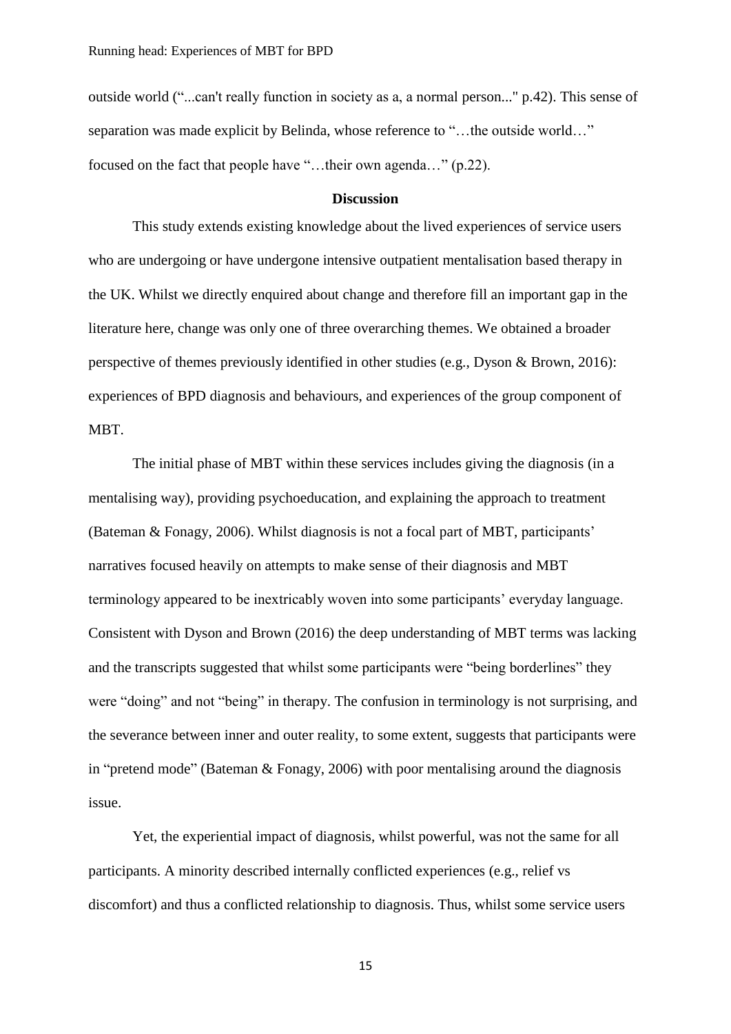outside world ("...can't really function in society as a, a normal person..." p.42). This sense of separation was made explicit by Belinda, whose reference to "…the outside world…" focused on the fact that people have "…their own agenda…" (p.22).

## Discussion

This study extends existing knowledge about the lived experiences of service users who are undergoing or have undergone intensive outpatient mentalisation based therapy in the UK. Whilst we directly enquired about change and therefore fill an important gap in the literature here, change was only one of three overarching themes. We obtained a broader perspective of themes previously identified in other studies (e.g., Dyson & Brown, 2016): experiences of BPD diagnosis and behaviours, and experiences of the group component of MBT.

The initial phase of MBT within these services includes giving the diagnosis (in a mentalising way), providing psychoeducation, and explaining the approach to treatment (Bateman & Fonagy, 2006). Whilst diagnosis is not a focal part of MBT, participants' narratives focused heavily on attempts to make sense of their diagnosis and MBT terminology appeared to be inextricably woven into some participants' everyday language. Consistent with Dyson and Brown (2016) the deep understanding of MBT terms was lacking and the transcripts suggested that whilst some participants were "being borderlines" they were "doing" and not "being" in therapy. The confusion in terminology is not surprising, and the severance between inner and outer reality, to some extent, suggests that participants were in "pretend mode" (Bateman & Fonagy, 2006) with poor mentalising around the diagnosis issue.

Yet, the experiential impact of diagnosis, whilst powerful, was not the same for all participants. A minority described internally conflicted experiences (e.g., relief vs discomfort) and thus a conflicted relationship to diagnosis. Thus, whilst some service users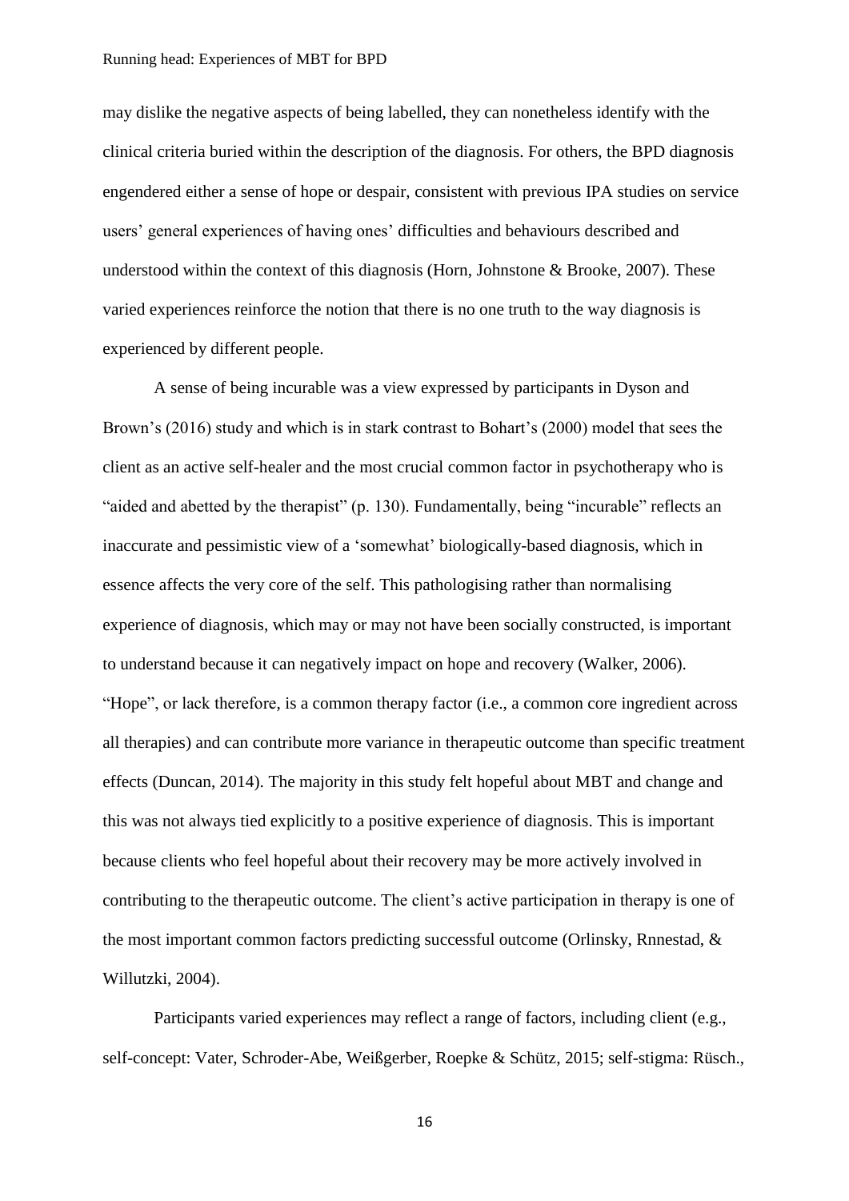may dislike the negative aspects of being labelled, they can nonetheless identify with the clinical criteria buried within the description of the diagnosis. For others, the BPD diagnosis engendered either a sense of hope or despair, consistent with previous IPA studies on service users' general experiences of having ones' difficulties and behaviours described and understood within the context of this diagnosis (Horn, Johnstone & Brooke, 2007). These varied experiences reinforce the notion that there is no one truth to the way diagnosis is experienced by different people.

A sense of being incurable was a view expressed by participants in Dyson and Brown's (2016) study and which is in stark contrast to Bohart's (2000) model that sees the client as an active self-healer and the most crucial common factor in psychotherapy who is "aided and abetted by the therapist" (p. 130). Fundamentally, being "incurable" reflects an inaccurate and pessimistic view of a 'somewhat' biologically-based diagnosis, which in essence affects the very core of the self. This pathologising rather than normalising experience of diagnosis, which may or may not have been socially constructed, is important to understand because it can negatively impact on hope and recovery (Walker, 2006). "Hope", or lack therefore, is a common therapy factor (i.e., a common core ingredient across all therapies) and can contribute more variance in therapeutic outcome than specific treatment effects (Duncan, 2014). The majority in this study felt hopeful about MBT and change and this was not always tied explicitly to a positive experience of diagnosis. This is important because clients who feel hopeful about their recovery may be more actively involved in contributing to the therapeutic outcome. The client's active participation in therapy is one of the most important common factors predicting successful outcome (Orlinsky, Rnnestad, & Willutzki, 2004).

Participants varied experiences may reflect a range of factors, including client (e.g., self-concept: Vater, Schroder-Abe, Weißgerber, Roepke & Schütz, 2015; self-stigma: Rüsch.,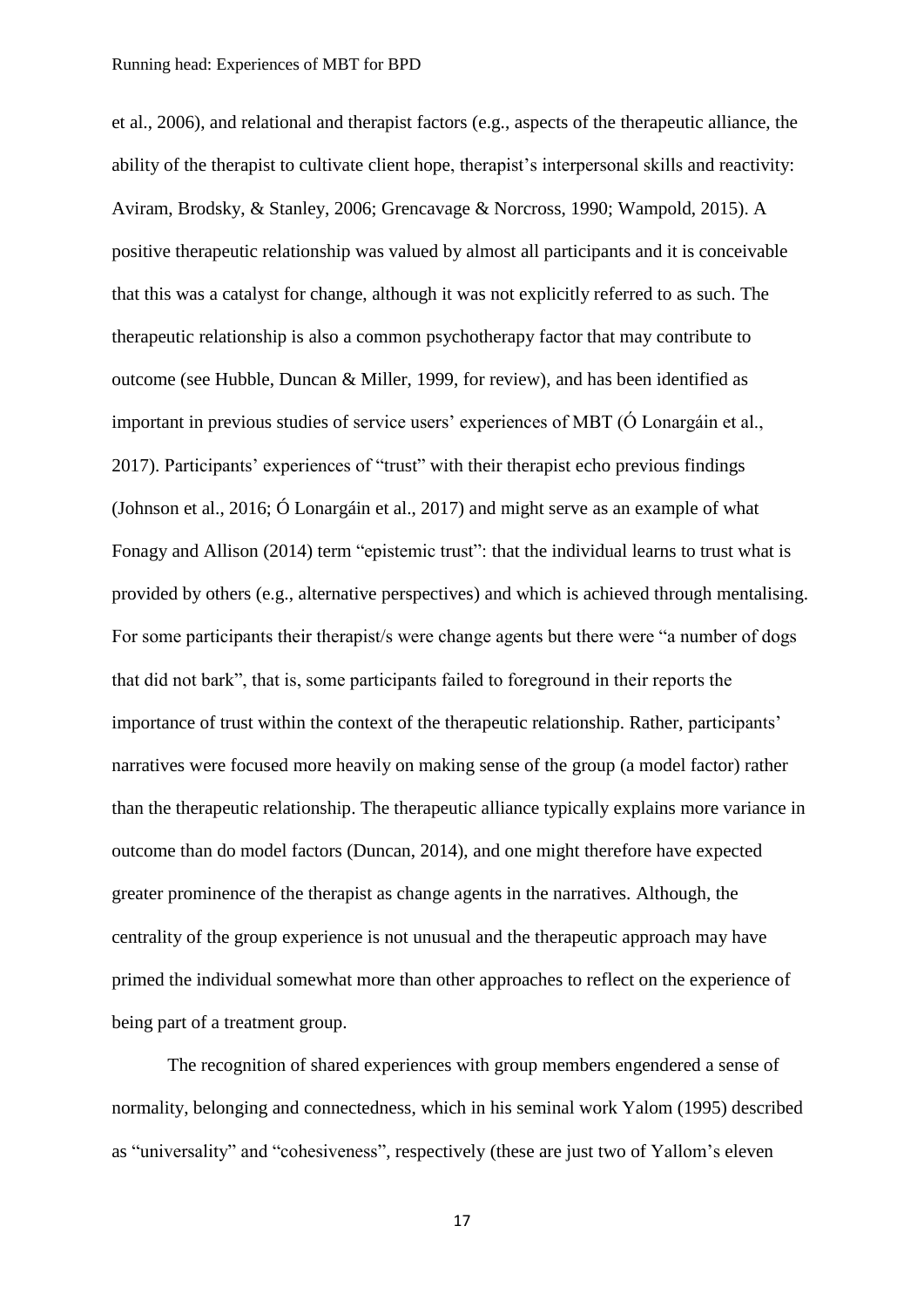et al., 2006), and relational and therapist factors (e.g., aspects of the therapeutic alliance, the ability of the therapist to cultivate client hope, therapist's interpersonal skills and reactivity: Aviram, Brodsky, & Stanley, 2006; Grencavage & Norcross, 1990; Wampold, 2015). A positive therapeutic relationship was valued by almost all participants and it is conceivable that this was a catalyst for change, although it was not explicitly referred to as such. The therapeutic relationship is also a common psychotherapy factor that may contribute to outcome (see Hubble, Duncan & Miller, 1999, for review), and has been identified as important in previous studies of service users' experiences of MBT (Ó Lonargáin et al., 2017). Participants' experiences of "trust" with their therapist echo previous findings (Johnson et al., 2016; Ó Lonargáin et al., 2017) and might serve as an example of what Fonagy and Allison (2014) term "epistemic trust": that the individual learns to trust what is provided by others (e.g., alternative perspectives) and which is achieved through mentalising. For some participants their therapist/s were change agents but there were "a number of dogs that did not bark", that is, some participants failed to foreground in their reports the importance of trust within the context of the therapeutic relationship. Rather, participants' narratives were focused more heavily on making sense of the group (a model factor) rather than the therapeutic relationship. The therapeutic alliance typically explains more variance in outcome than do model factors (Duncan, 2014), and one might therefore have expected greater prominence of the therapist as change agents in the narratives. Although, the centrality of the group experience is not unusual and the therapeutic approach may have primed the individual somewhat more than other approaches to reflect on the experience of being part of a treatment group.

The recognition of shared experiences with group members engendered a sense of normality, belonging and connectedness, which in his seminal work Yalom (1995) described as "universality" and "cohesiveness", respectively (these are just two of Yallom's eleven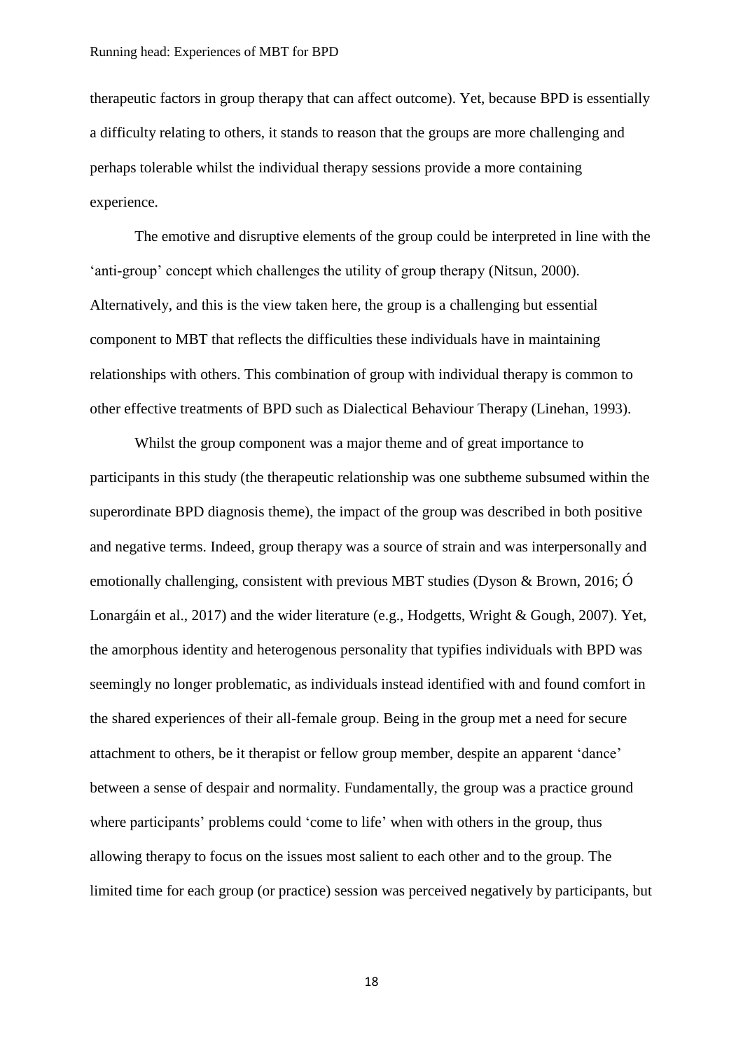therapeutic factors in group therapy that can affect outcome). Yet, because BPD is essentially a difficulty relating to others, it stands to reason that the groups are more challenging and perhaps tolerable whilst the individual therapy sessions provide a more containing experience.

The emotive and disruptive elements of the group could be interpreted in line with the 'anti-group' concept which challenges the utility of group therapy (Nitsun, 2000). Alternatively, and this is the view taken here, the group is a challenging but essential component to MBT that reflects the difficulties these individuals have in maintaining relationships with others. This combination of group with individual therapy is common to other effective treatments of BPD such as Dialectical Behaviour Therapy (Linehan, 1993).

Whilst the group component was a major theme and of great importance to participants in this study (the therapeutic relationship was one subtheme subsumed within the superordinate BPD diagnosis theme), the impact of the group was described in both positive and negative terms. Indeed, group therapy was a source of strain and was interpersonally and emotionally challenging, consistent with previous MBT studies (Dyson & Brown, 2016; Ó Lonargáin et al., 2017) and the wider literature (e.g., Hodgetts, Wright & Gough, 2007). Yet, the amorphous identity and heterogenous personality that typifies individuals with BPD was seemingly no longer problematic, as individuals instead identified with and found comfort in the shared experiences of their all-female group. Being in the group met a need for secure attachment to others, be it therapist or fellow group member, despite an apparent 'dance' between a sense of despair and normality. Fundamentally, the group was a practice ground where participants' problems could 'come to life' when with others in the group, thus allowing therapy to focus on the issues most salient to each other and to the group. The limited time for each group (or practice) session was perceived negatively by participants, but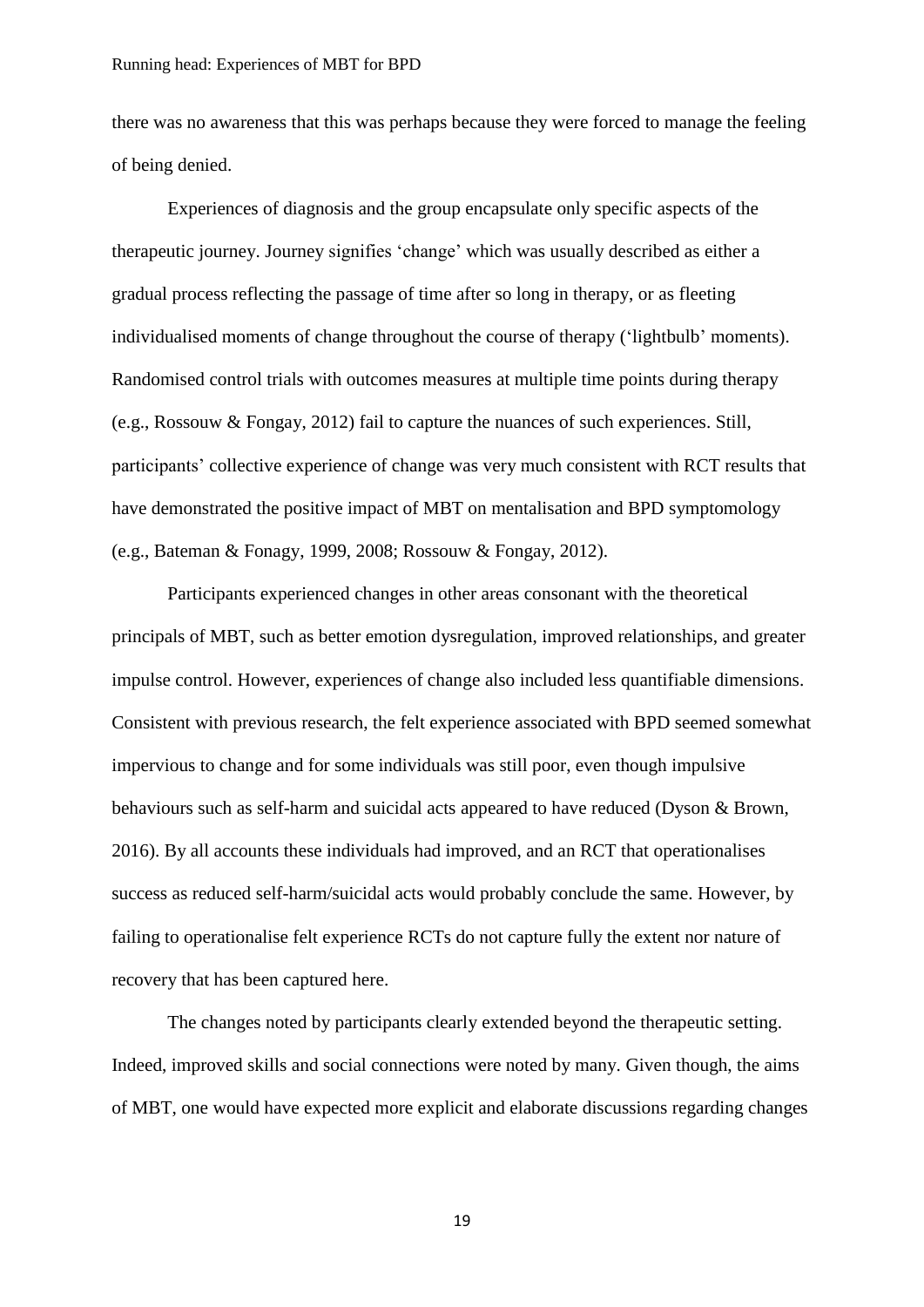there was no awareness that this was perhaps because they were forced to manage the feeling of being denied.

Experiences of diagnosis and the group encapsulate only specific aspects of the therapeutic journey. Journey signifies 'change' which was usually described as either a gradual process reflecting the passage of time after so long in therapy, or as fleeting individualised moments of change throughout the course of therapy ('lightbulb' moments). Randomised control trials with outcomes measures at multiple time points during therapy (e.g., Rossouw & Fongay, 2012) fail to capture the nuances of such experiences. Still, participants' collective experience of change was very much consistent with RCT results that have demonstrated the positive impact of MBT on mentalisation and BPD symptomology (e.g., Bateman & Fonagy, 1999, 2008; Rossouw & Fongay, 2012).

Participants experienced changes in other areas consonant with the theoretical principals of MBT, such as better emotion dysregulation, improved relationships, and greater impulse control. However, experiences of change also included less quantifiable dimensions. Consistent with previous research, the felt experience associated with BPD seemed somewhat impervious to change and for some individuals was still poor, even though impulsive behaviours such as self-harm and suicidal acts appeared to have reduced (Dyson & Brown, 2016). By all accounts these individuals had improved, and an RCT that operationalises success as reduced self-harm/suicidal acts would probably conclude the same. However, by failing to operationalise felt experience RCTs do not capture fully the extent nor nature of recovery that has been captured here.

The changes noted by participants clearly extended beyond the therapeutic setting. Indeed, improved skills and social connections were noted by many. Given though, the aims of MBT, one would have expected more explicit and elaborate discussions regarding changes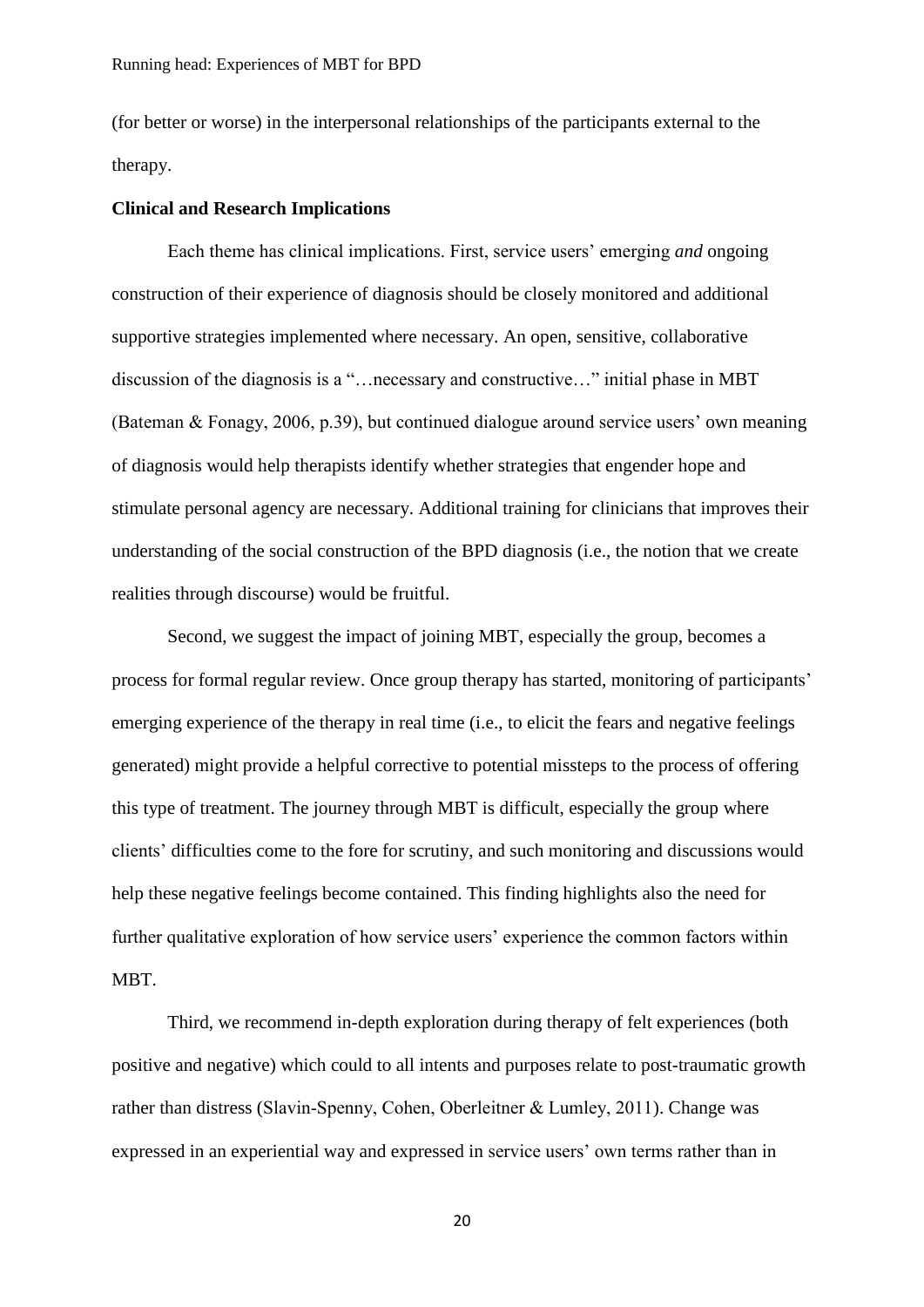(for better or worse) in the interpersonal relationships of the participants external to the therapy.

**Clinical and Research Implications**

Each theme has clinical implications. First, service users' emerging *and* ongoing construction of their experience of diagnosis should be closely monitored and additional supportive strategies implemented where necessary. An open, sensitive, collaborative discussion of the diagnosis is a "…necessary and constructive…" initial phase in MBT (Bateman & Fonagy, 2006, p.39), but continued dialogue around service users' own meaning of diagnosis would help therapists identify whether strategies that engender hope and stimulate personal agency are necessary. Additional training for clinicians that improves their understanding of the social construction of the BPD diagnosis (i.e., the notion that we create realities through discourse) would be fruitful.

Second, we suggest the impact of joining MBT, especially the group, becomes a process for formal regular review. Once group therapy has started, monitoring of participants' emerging experience of the therapy in real time (i.e., to elicit the fears and negative feelings generated) might provide a helpful corrective to potential missteps to the process of offering this type of treatment. The journey through MBT is difficult, especially the group where clients' difficulties come to the fore for scrutiny, and such monitoring and discussions would help these negative feelings become contained. This finding highlights also the need for further qualitative exploration of how service users' experience the common factors within MBT.

Third, we recommend in-depth exploration during therapy of felt experiences (both positive and negative) which could to all intents and purposes relate to post-traumatic growth rather than distress (Slavin-Spenny, Cohen, Oberleitner & Lumley, 2011). Change was expressed in an experiential way and expressed in service users' own terms rather than in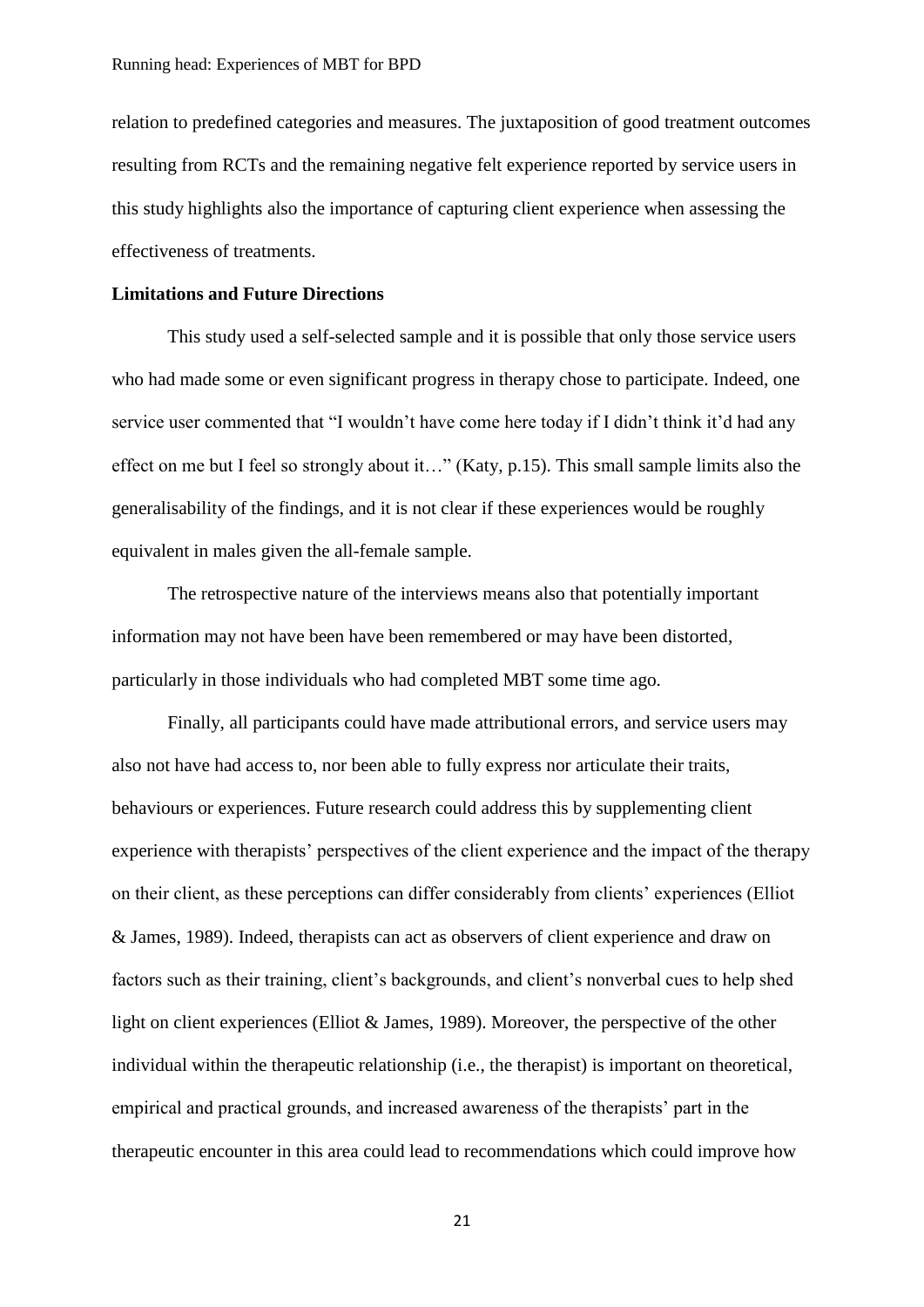relation to predefined categories and measures. The juxtaposition of good treatment outcomes resulting from RCTs and the remaining negative felt experience reported by service users in this study highlights also the importance of capturing client experience when assessing the effectiveness of treatments.

**Limitations and Future Directions**

This study used a self-selected sample and it is possible that only those service users who had made some or even significant progress in therapy chose to participate. Indeed, one service user commented that "I wouldn't have come here today if I didn't think it'd had any effect on me but I feel so strongly about it…" (Katy, p.15). This small sample limits also the generalisability of the findings, and it is not clear if these experiences would be roughly equivalent in males given the all-female sample.

The retrospective nature of the interviews means also that potentially important information may not have been have been remembered or may have been distorted, particularly in those individuals who had completed MBT some time ago.

Finally, all participants could have made attributional errors, and service users may also not have had access to, nor been able to fully express nor articulate their traits, behaviours or experiences. Future research could address this by supplementing client experience with therapists' perspectives of the client experience and the impact of the therapy on their client, as these perceptions can differ considerably from clients' experiences (Elliot & James, 1989). Indeed, therapists can act as observers of client experience and draw on factors such as their training, client's backgrounds, and client's nonverbal cues to help shed light on client experiences (Elliot & James, 1989). Moreover, the perspective of the other individual within the therapeutic relationship (i.e., the therapist) is important on theoretical, empirical and practical grounds, and increased awareness of the therapists' part in the therapeutic encounter in this area could lead to recommendations which could improve how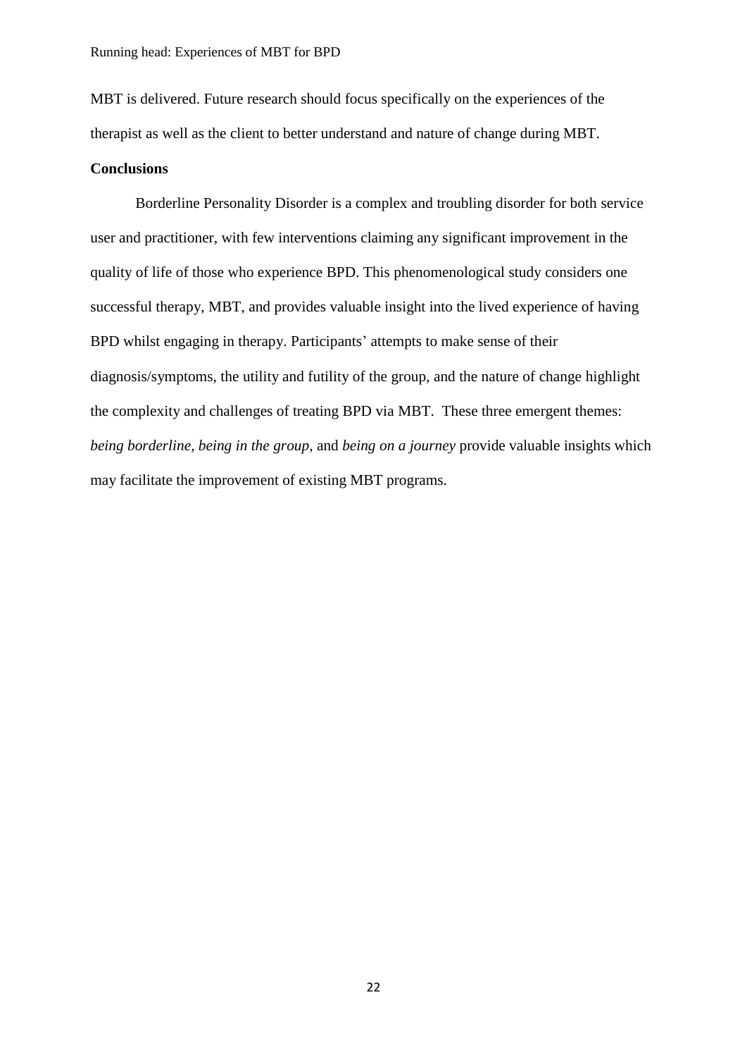MBT is delivered. Future research should focus specifically on the experiences of the therapist as well as the client to better understand and nature of change during MBT.

**Conclusions**

Borderline Personality Disorder is a complex and troubling disorder for both service user and practitioner, with few interventions claiming any significant improvement in the quality of life of those who experience BPD. This phenomenological study considers one successful therapy, MBT, and provides valuable insight into the lived experience of having BPD whilst engaging in therapy. Participants' attempts to make sense of their diagnosis/symptoms, the utility and futility of the group, and the nature of change highlight the complexity and challenges of treating BPD via MBT. These three emergent themes: *being borderline*, *being in the group*, and *being on a journey* provide valuable insights which may facilitate the improvement of existing MBT programs.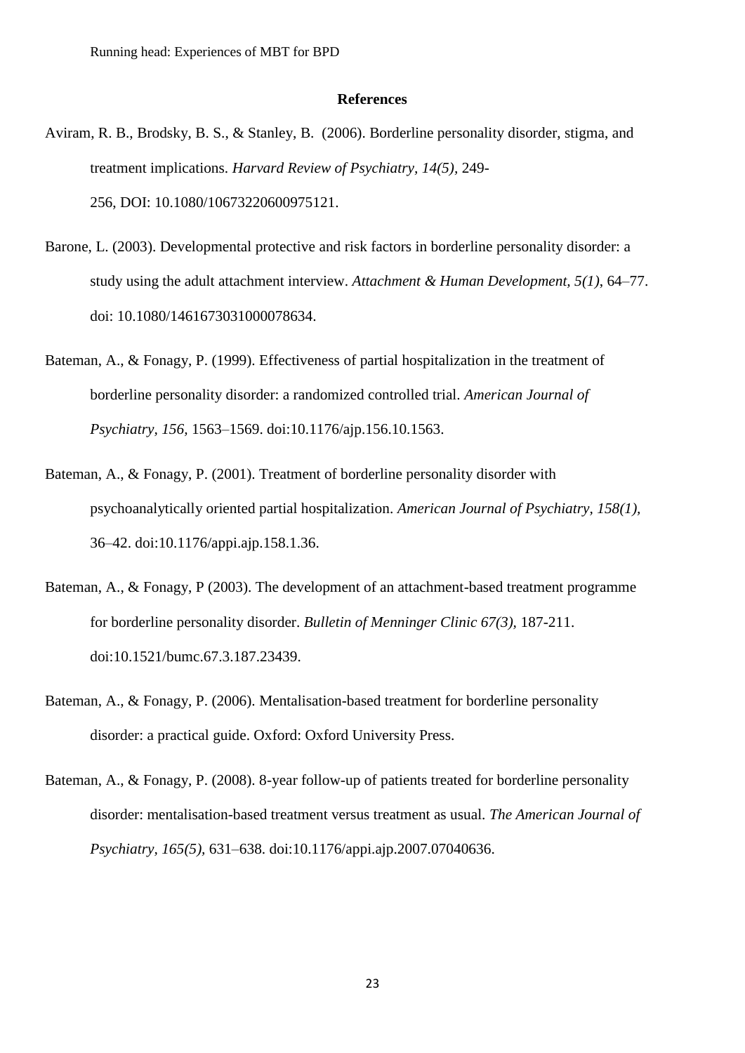## References

Aviram, R. B., Brodsky, B. S., & Stanley, B. (2006). Borderline personality disorder, stigma, and treatment implications. *Harvard Review of Psychiatry, 14(5)*, 249-256, DOI: 10.1080/10673220600975121.

Barone, L. (2003). Developmental protective and risk factors in borderline personality disorder: a study using the adult attachment interview. *Attachment & Human Development, 5(1)*, 64–77. doi: 10.1080/1461673031000078634.

Bateman, A., & Fonagy, P. (1999). Effectiveness of partial hospitalization in the treatment of borderline personality disorder: a randomized controlled trial. *American Journal of Psychiatry, 156*, 1563–1569. doi:10.1176/ajp.156.10.1563.

Bateman, A., & Fonagy, P. (2001). Treatment of borderline personality disorder with psychoanalytically oriented partial hospitalization. *American Journal of Psychiatry, 158(1)*, 36–42. doi:10.1176/appi.ajp.158.1.36.

Bateman, A., & Fonagy, P (2003). The development of an attachment-based treatment programme for borderline personality disorder. *Bulletin of Menninger Clinic 67(3)*, 187-211. doi:10.1521/bumc.67.3.187.23439.

Bateman, A., & Fonagy, P. (2006). Mentalisation-based treatment for borderline personality disorder: a practical guide. Oxford: Oxford University Press.

Bateman, A., & Fonagy, P. (2008). 8-year follow-up of patients treated for borderline personality disorder: mentalisation-based treatment versus treatment as usual. *The American Journal of Psychiatry, 165(5)*, 631–638. doi:10.1176/appi.ajp.2007.07040636.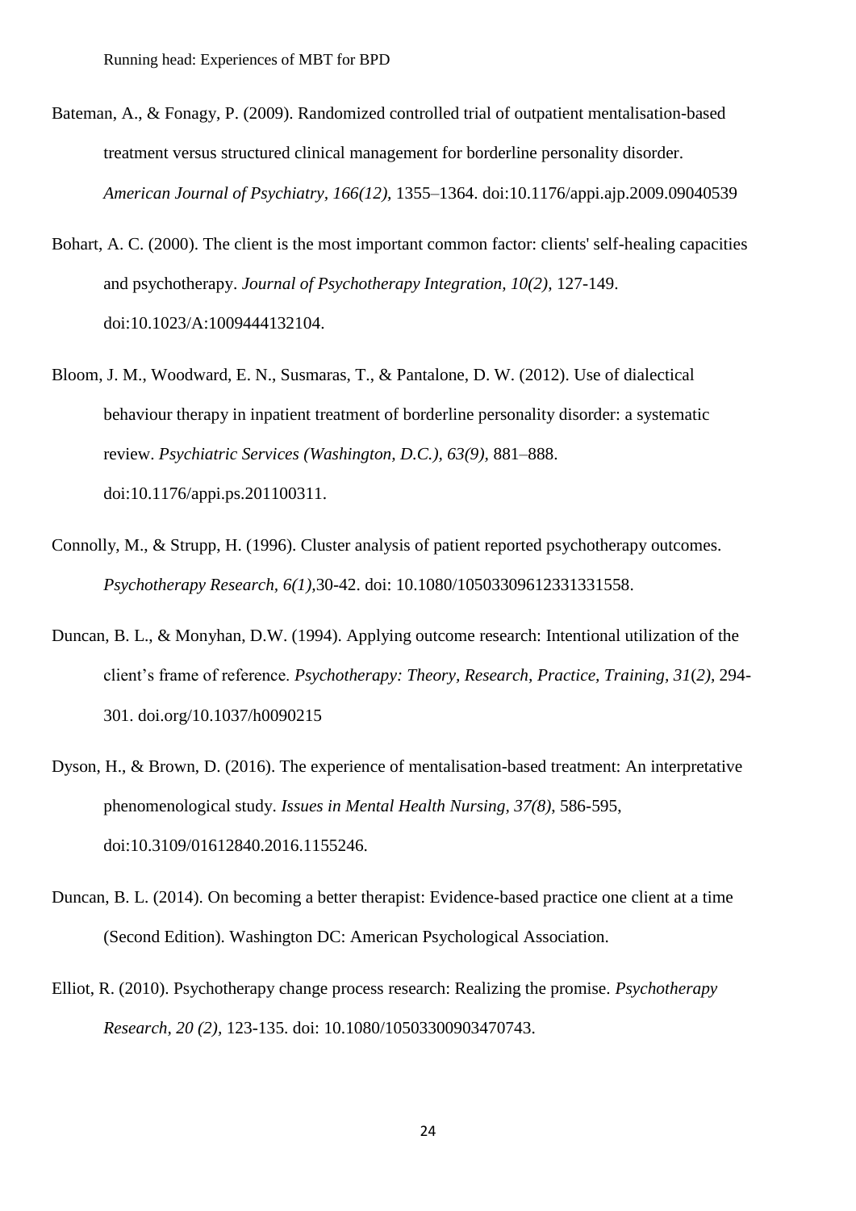Bateman, A., & Fonagy, P. (2009). Randomized controlled trial of outpatient mentalisation-based treatment versus structured clinical management for borderline personality disorder. *American Journal of Psychiatry, 166(12)*, 1355–1364. doi:10.1176/appi.ajp.2009.09040539

Bohart, A. C. (2000). The client is the most important common factor: clients' self-healing capacities and psychotherapy. *Journal of Psychotherapy Integration, 10(2)*, 127-149. doi:10.1023/A:1009444132104.

Bloom, J. M., Woodward, E. N., Susmaras, T., & Pantalone, D. W. (2012). Use of dialectical behaviour therapy in inpatient treatment of borderline personality disorder: a systematic review. *Psychiatric Services (Washington, D.C.), 63(9)*, 881–888. doi:10.1176/appi.ps.201100311.

Connolly, M., & Strupp, H. (1996). Cluster analysis of patient reported psychotherapy outcomes. *Psychotherapy Research, 6(1)*,30-42. doi: 10.1080/10503309612331331558.

Duncan, B. L., & Monyhan, D.W. (1994). Applying outcome research: Intentional utilization of the client's frame of reference. *Psychotherapy: Theory, Research, Practice, Training, 31*(*2)*, 294-301. doi.org/10.1037/h0090215

Dyson, H., & Brown, D. (2016). The experience of mentalisation-based treatment: An interpretative phenomenological study. *Issues in Mental Health Nursing, 37(8)*, 586-595, doi:10.3109/01612840.2016.1155246.

Duncan, B. L. (2014). On becoming a better therapist: Evidence-based practice one client at a time (Second Edition). Washington DC: American Psychological Association.

Elliot, R. (2010). Psychotherapy change process research: Realizing the promise. *Psychotherapy Research, 20 (2)*, 123-135. doi: 10.1080/10503300903470743.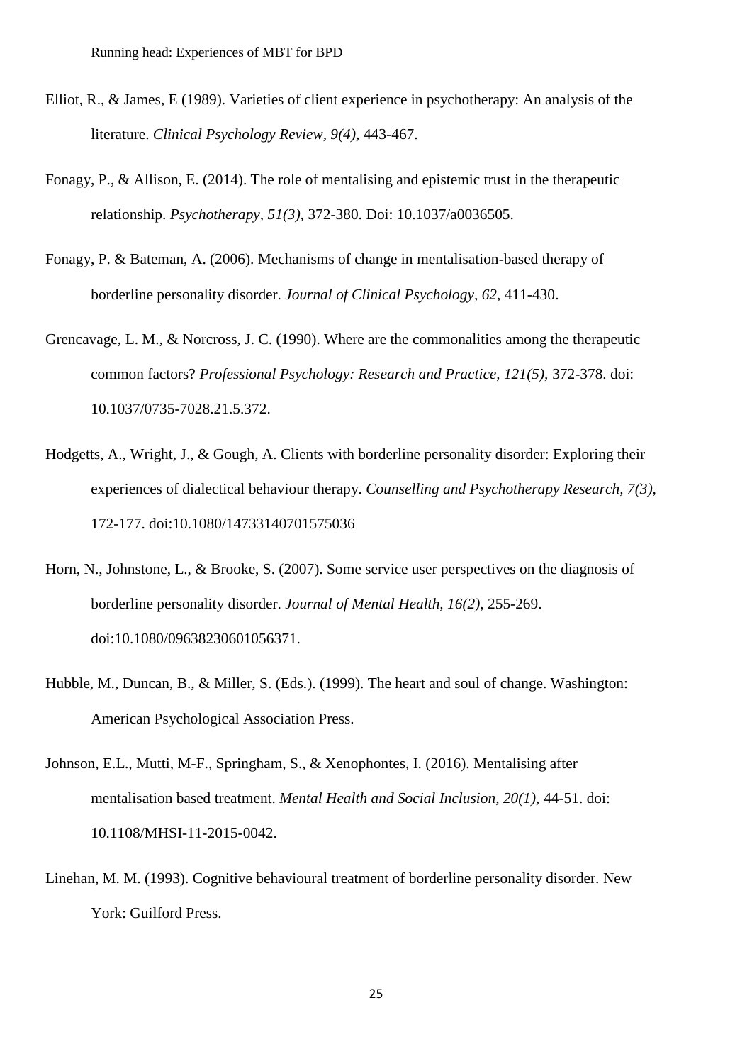Elliot, R., & James, E (1989). Varieties of client experience in psychotherapy: An analysis of the literature. *Clinical Psychology Review, 9(4),* 443-467.

Fonagy, P., & Allison, E. (2014). The role of mentalising and epistemic trust in the therapeutic relationship. *Psychotherapy, 51(3),* 372-380. Doi: 10.1037/a0036505.

Fonagy, P. & Bateman, A. (2006). Mechanisms of change in mentalisation-based therapy of borderline personality disorder. *Journal of Clinical Psychology, 62*, 411-430.

Grencavage, L. M., & Norcross, J. C. (1990). Where are the commonalities among the therapeutic common factors? *Professional Psychology: Research and Practice, 121(5),* 372-378. doi: 10.1037/0735-7028.21.5.372.

Hodgetts, A., Wright, J., & Gough, A. Clients with borderline personality disorder: Exploring their experiences of dialectical behaviour therapy. *Counselling and Psychotherapy Research, 7(3),* 172-177. doi:10.1080/14733140701575036

Horn, N., Johnstone, L., & Brooke, S. (2007). Some service user perspectives on the diagnosis of borderline personality disorder. *Journal of Mental Health, 16(2)*, 255-269. doi:10.1080/09638230601056371.

Hubble, M., Duncan, B., & Miller, S. (Eds.). (1999). The heart and soul of change. Washington: American Psychological Association Press.

Johnson, E.L., Mutti, M-F., Springham, S., & Xenophontes, I. (2016). Mentalising after mentalisation based treatment. *Mental Health and Social Inclusion, 20(1)*, 44-51. doi: 10.1108/MHSI-11-2015-0042.

Linehan, M. M. (1993). Cognitive behavioural treatment of borderline personality disorder. New York: Guilford Press.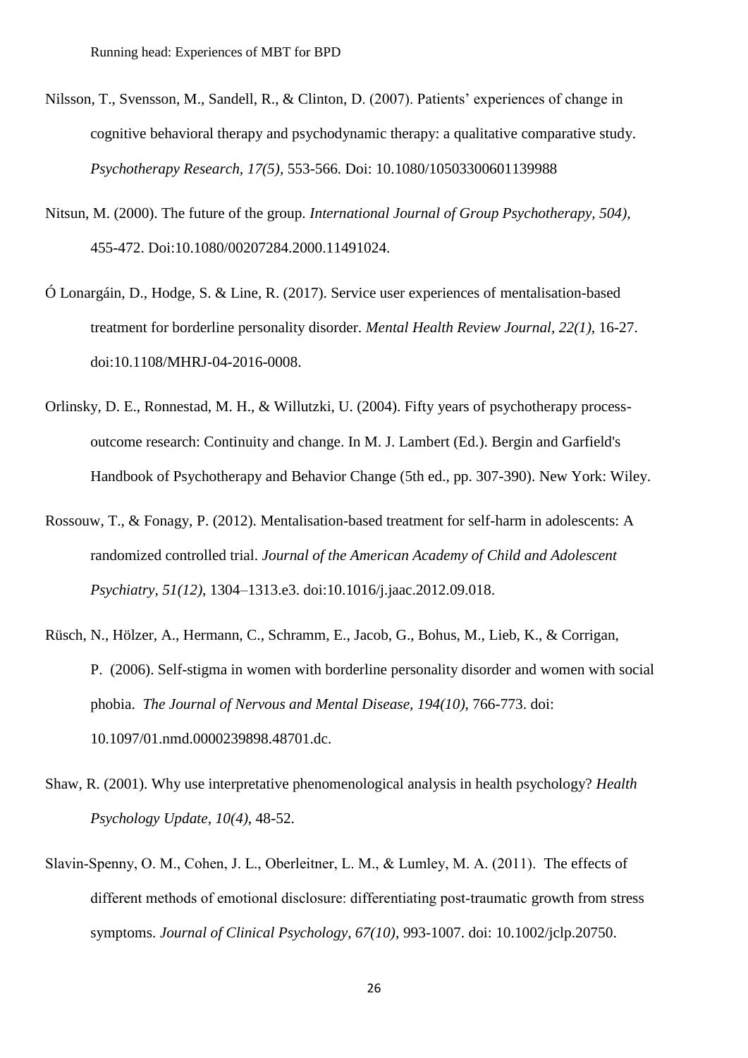Nilsson, T., Svensson, M., Sandell, R., & Clinton, D. (2007). Patients' experiences of change in cognitive behavioral therapy and psychodynamic therapy: a qualitative comparative study. *Psychotherapy Research, 17(5)*, 553-566. Doi: 10.1080/10503300601139988

Nitsun, M. (2000). The future of the group. *International Journal of Group Psychotherapy, 504)*, 455-472. Doi:10.1080/00207284.2000.11491024.

Ó Lonargáin, D., Hodge, S. & Line, R. (2017). Service user experiences of mentalisation-based treatment for borderline personality disorder. *Mental Health Review Journal, 22(1)*, 16-27. doi:10.1108/MHRJ-04-2016-0008.

Orlinsky, D. E., Ronnestad, M. H., & Willutzki, U. (2004). Fifty years of psychotherapy process-outcome research: Continuity and change. In M. J. Lambert (Ed.). Bergin and Garfield's Handbook of Psychotherapy and Behavior Change (5th ed., pp. 307-390). New York: Wiley.

Rossouw, T., & Fonagy, P. (2012). Mentalisation-based treatment for self-harm in adolescents: A randomized controlled trial. *Journal of the American Academy of Child and Adolescent Psychiatry, 51(12)*, 1304–1313.e3. doi:10.1016/j.jaac.2012.09.018.

Rüsch, N., Hölzer, A., Hermann, C., Schramm, E., Jacob, G., Bohus, M., Lieb, K., & Corrigan, P. (2006). Self-stigma in women with borderline personality disorder and women with social phobia. *The Journal of Nervous and Mental Disease, 194(10)*, 766-773. doi: 10.1097/01.nmd.0000239898.48701.dc.

Shaw, R. (2001). Why use interpretative phenomenological analysis in health psychology? *Health Psychology Update, 10(4)*, 48-52.

Slavin-Spenny, O. M., Cohen, J. L., Oberleitner, L. M., & Lumley, M. A. (2011). The effects of different methods of emotional disclosure: differentiating post-traumatic growth from stress symptoms. *Journal of Clinical Psychology, 67(10)*, 993-1007. doi: 10.1002/jclp.20750.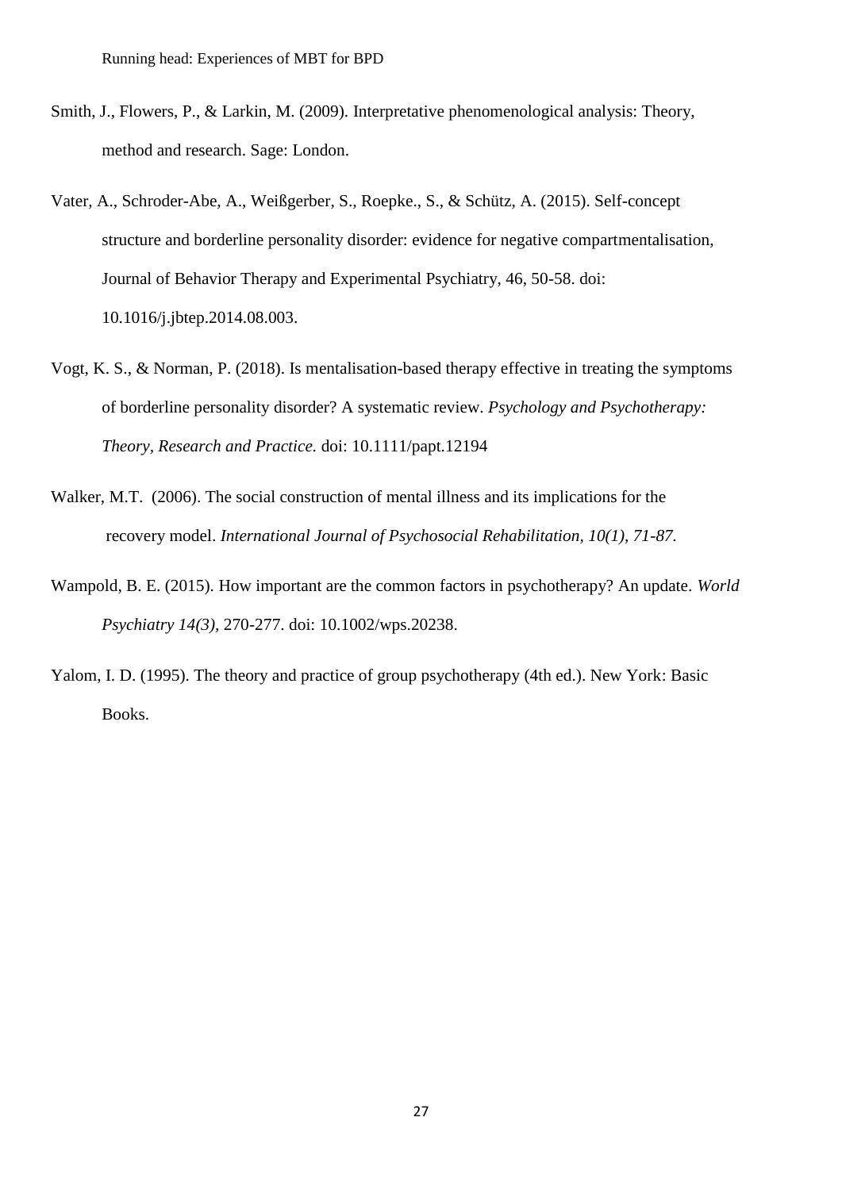Smith, J., Flowers, P., & Larkin, M. (2009). Interpretative phenomenological analysis: Theory, method and research. Sage: London.

Vater, A., Schroder-Abe, A., Weißgerber, S., Roepke., S., & Schütz, A. (2015). Self-concept structure and borderline personality disorder: evidence for negative compartmentalisation, Journal of Behavior Therapy and Experimental Psychiatry, 46, 50-58. doi: 10.1016/j.jbtep.2014.08.003.

Vogt, K. S., & Norman, P. (2018). Is mentalisation-based therapy effective in treating the symptoms of borderline personality disorder? A systematic review. *Psychology and Psychotherapy: Theory, Research and Practice.* doi: 10.1111/papt.12194

Walker, M.T. (2006). The social construction of mental illness and its implications for the recovery model. *International Journal of Psychosocial Rehabilitation, 10(1), 71-87.*

Wampold, B. E. (2015). How important are the common factors in psychotherapy? An update. *World Psychiatry 14(3),* 270-277. doi: 10.1002/wps.20238.

Yalom, I. D. (1995). The theory and practice of group psychotherapy (4th ed.). New York: Basic Books.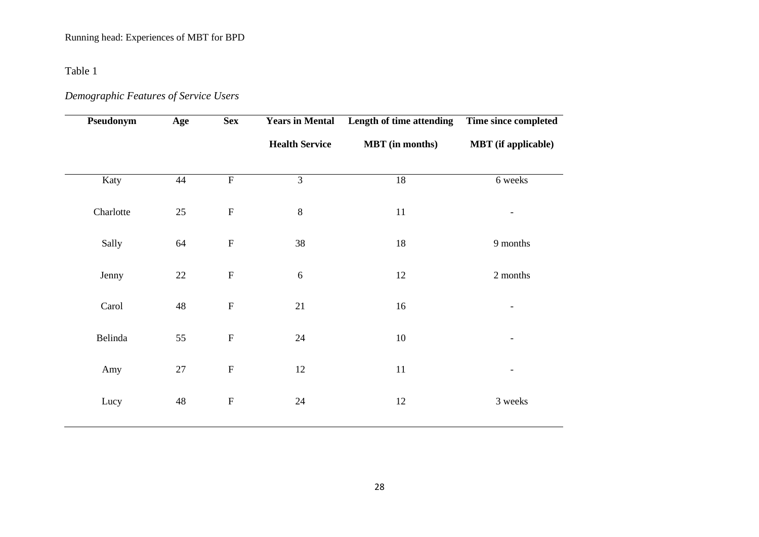Table 1

*Demographic Features of Service Users*

| Pseudonym | Age | Sex | Years in Mental Health Service | Length of time attending MBT (in months) | Time since completed MBT (if applicable) |
|---|---|---|---|---|---|
| Katy | 44 | F | 3 | 18 | 6 weeks |
| Charlotte | 25 | F | 8 | 11 | - |
| Sally | 64 | F | 38 | 18 | 9 months |
| Jenny | 22 | F | 6 | 12 | 2 months |
| Carol | 48 | F | 21 | 16 | - |
| Belinda | 55 | F | 24 | 10 | - |
| Amy | 27 | F | 12 | 11 | - |
| Lucy | 48 | F | 24 | 12 | 3 weeks |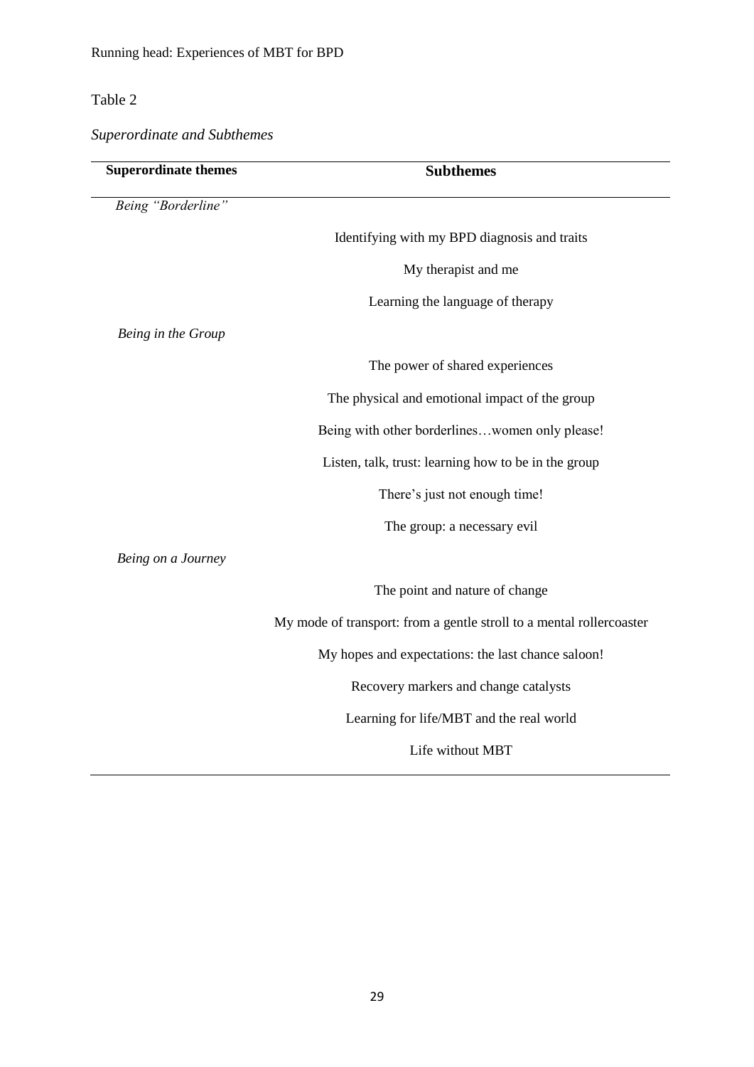Table 2

*Superordinate and Subthemes*

| Superordinate themes | Subthemes |
| --- | --- |
| *Being "Borderline"* | |
| | Identifying with my BPD diagnosis and traits |
| | My therapist and me |
| | Learning the language of therapy |
| *Being in the Group* | |
| | The power of shared experiences |
| | The physical and emotional impact of the group |
| | Being with other borderlines…women only please! |
| | Listen, talk, trust: learning how to be in the group |
| | There's just not enough time! |
| | The group: a necessary evil |
| *Being on a Journey* | |
| | The point and nature of change |
| | My mode of transport: from a gentle stroll to a mental rollercoaster |
| | My hopes and expectations: the last chance saloon! |
| | Recovery markers and change catalysts |
| | Learning for life/MBT and the real world |
| | Life without MBT |